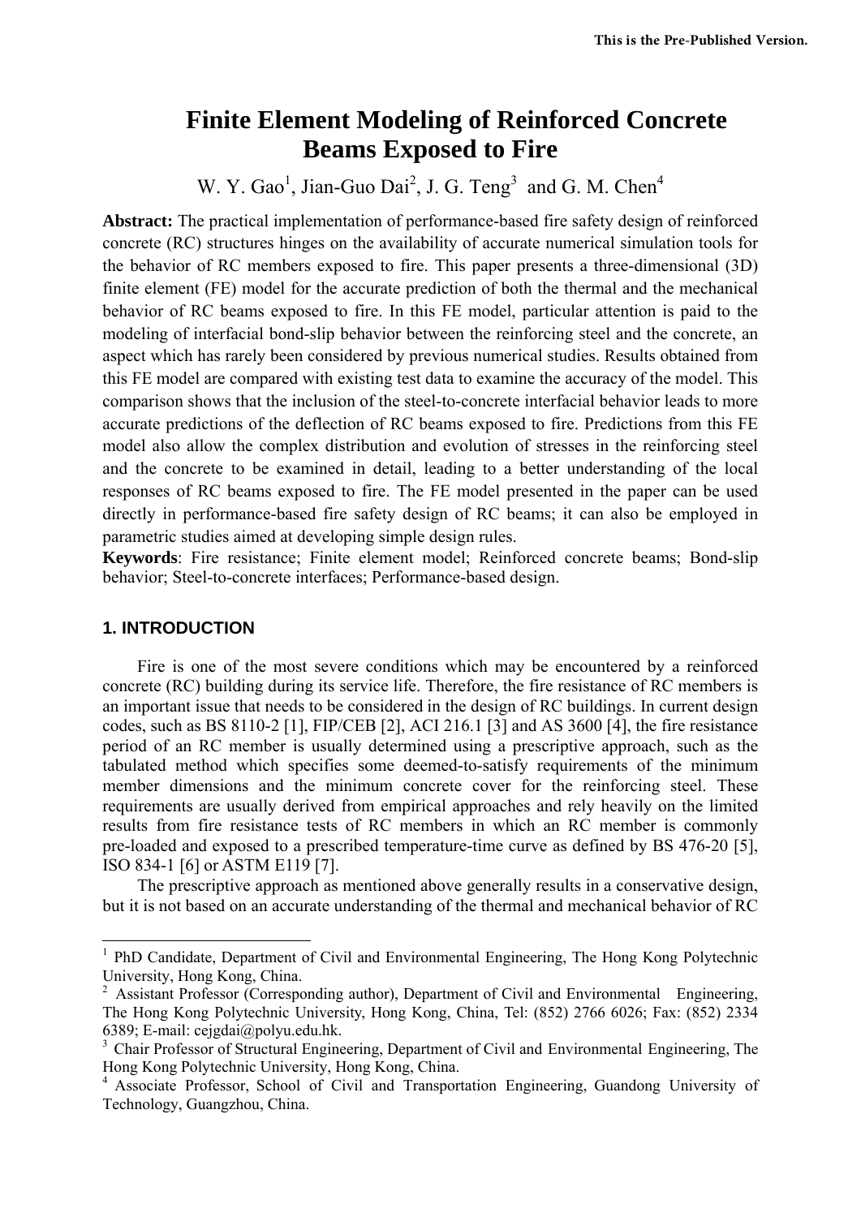This is the Pre-Published Version.

# Finite Element Modeling of Reinforced Concrete Beams Exposed to Fire

W. Y. Gao[1], Jian-Guo Dai[2], J. G. Teng[3] and G. M. Chen[4]

**Abstract:** The practical implementation of performance-based fire safety design of reinforced concrete (RC) structures hinges on the availability of accurate numerical simulation tools for the behavior of RC members exposed to fire. This paper presents a three-dimensional (3D) finite element (FE) model for the accurate prediction of both the thermal and the mechanical behavior of RC beams exposed to fire. In this FE model, particular attention is paid to the modeling of interfacial bond-slip behavior between the reinforcing steel and the concrete, an aspect which has rarely been considered by previous numerical studies. Results obtained from this FE model are compared with existing test data to examine the accuracy of the model. This comparison shows that the inclusion of the steel-to-concrete interfacial behavior leads to more accurate predictions of the deflection of RC beams exposed to fire. Predictions from this FE model also allow the complex distribution and evolution of stresses in the reinforcing steel and the concrete to be examined in detail, leading to a better understanding of the local responses of RC beams exposed to fire. The FE model presented in the paper can be used directly in performance-based fire safety design of RC beams; it can also be employed in parametric studies aimed at developing simple design rules.

**Keywords**: Fire resistance; Finite element model; Reinforced concrete beams; Bond-slip behavior; Steel-to-concrete interfaces; Performance-based design.

## 1. INTRODUCTION

Fire is one of the most severe conditions which may be encountered by a reinforced concrete (RC) building during its service life. Therefore, the fire resistance of RC members is an important issue that needs to be considered in the design of RC buildings. In current design codes, such as BS 8110-2 [1], FIP/CEB [2], ACI 216.1 [3] and AS 3600 [4], the fire resistance period of an RC member is usually determined using a prescriptive approach, such as the tabulated method which specifies some deemed-to-satisfy requirements of the minimum member dimensions and the minimum concrete cover for the reinforcing steel. These requirements are usually derived from empirical approaches and rely heavily on the limited results from fire resistance tests of RC members in which an RC member is commonly pre-loaded and exposed to a prescribed temperature-time curve as defined by BS 476-20 [5], ISO 834-1 [6] or ASTM E119 [7].

The prescriptive approach as mentioned above generally results in a conservative design, but it is not based on an accurate understanding of the thermal and mechanical behavior of RC

---

[1] PhD Candidate, Department of Civil and Environmental Engineering, The Hong Kong Polytechnic University, Hong Kong, China.

[2] Assistant Professor (Corresponding author), Department of Civil and Environmental Engineering, The Hong Kong Polytechnic University, Hong Kong, China, Tel: (852) 2766 6026; Fax: (852) 2334 6389; E-mail: cejgdai@polyu.edu.hk.

[3] Chair Professor of Structural Engineering, Department of Civil and Environmental Engineering, The Hong Kong Polytechnic University, Hong Kong, China.

[4] Associate Professor, School of Civil and Transportation Engineering, Guandong University of Technology, Guangzhou, China.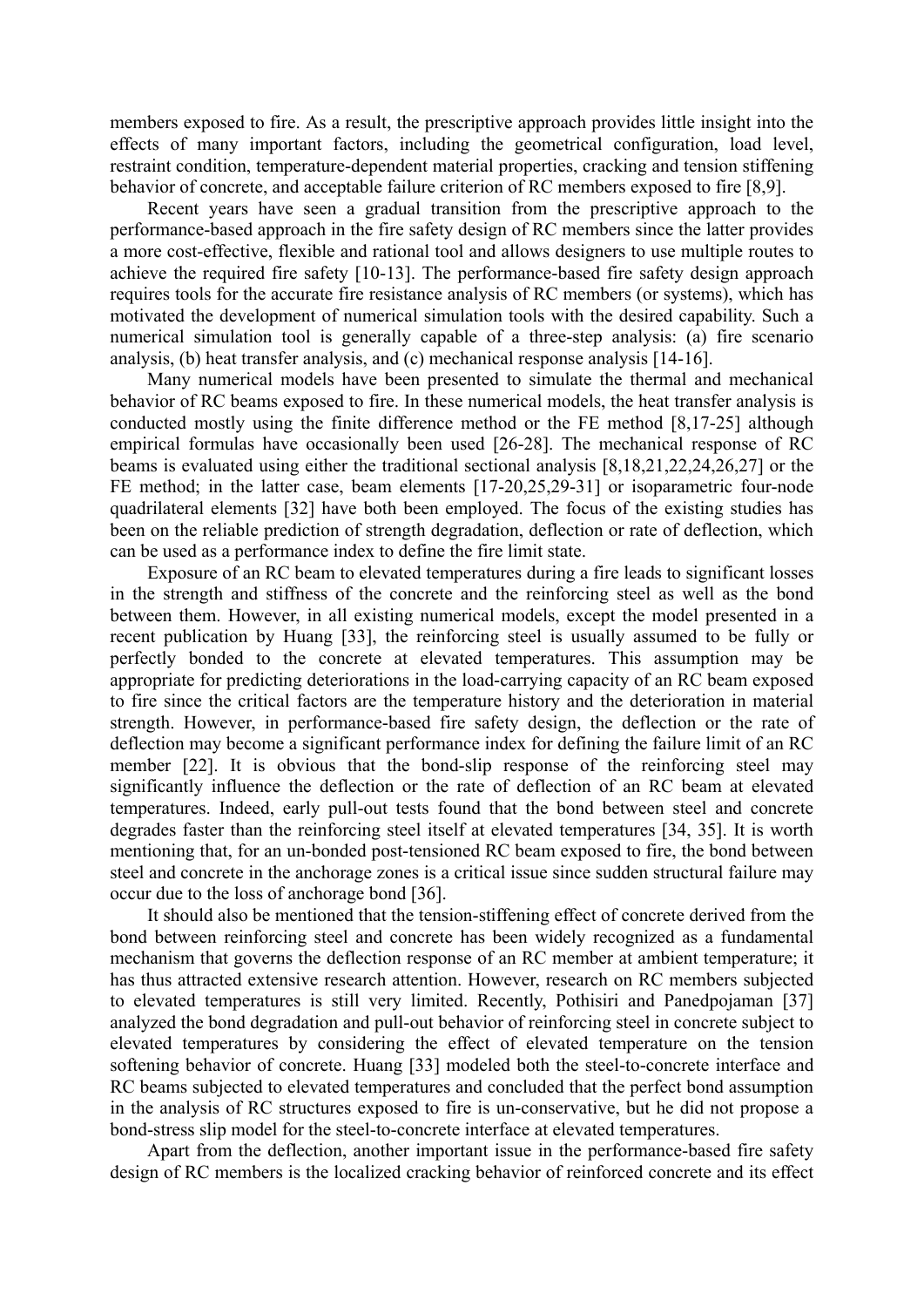members exposed to fire. As a result, the prescriptive approach provides little insight into the effects of many important factors, including the geometrical configuration, load level, restraint condition, temperature-dependent material properties, cracking and tension stiffening behavior of concrete, and acceptable failure criterion of RC members exposed to fire [8,9].

Recent years have seen a gradual transition from the prescriptive approach to the performance-based approach in the fire safety design of RC members since the latter provides a more cost-effective, flexible and rational tool and allows designers to use multiple routes to achieve the required fire safety [10-13]. The performance-based fire safety design approach requires tools for the accurate fire resistance analysis of RC members (or systems), which has motivated the development of numerical simulation tools with the desired capability. Such a numerical simulation tool is generally capable of a three-step analysis: (a) fire scenario analysis, (b) heat transfer analysis, and (c) mechanical response analysis [14-16].

Many numerical models have been presented to simulate the thermal and mechanical behavior of RC beams exposed to fire. In these numerical models, the heat transfer analysis is conducted mostly using the finite difference method or the FE method [8,17-25] although empirical formulas have occasionally been used [26-28]. The mechanical response of RC beams is evaluated using either the traditional sectional analysis [8,18,21,22,24,26,27] or the FE method; in the latter case, beam elements [17-20,25,29-31] or isoparametric four-node quadrilateral elements [32] have both been employed. The focus of the existing studies has been on the reliable prediction of strength degradation, deflection or rate of deflection, which can be used as a performance index to define the fire limit state.

Exposure of an RC beam to elevated temperatures during a fire leads to significant losses in the strength and stiffness of the concrete and the reinforcing steel as well as the bond between them. However, in all existing numerical models, except the model presented in a recent publication by Huang [33], the reinforcing steel is usually assumed to be fully or perfectly bonded to the concrete at elevated temperatures. This assumption may be appropriate for predicting deteriorations in the load-carrying capacity of an RC beam exposed to fire since the critical factors are the temperature history and the deterioration in material strength. However, in performance-based fire safety design, the deflection or the rate of deflection may become a significant performance index for defining the failure limit of an RC member [22]. It is obvious that the bond-slip response of the reinforcing steel may significantly influence the deflection or the rate of deflection of an RC beam at elevated temperatures. Indeed, early pull-out tests found that the bond between steel and concrete degrades faster than the reinforcing steel itself at elevated temperatures [34, 35]. It is worth mentioning that, for an un-bonded post-tensioned RC beam exposed to fire, the bond between steel and concrete in the anchorage zones is a critical issue since sudden structural failure may occur due to the loss of anchorage bond [36].

It should also be mentioned that the tension-stiffening effect of concrete derived from the bond between reinforcing steel and concrete has been widely recognized as a fundamental mechanism that governs the deflection response of an RC member at ambient temperature; it has thus attracted extensive research attention. However, research on RC members subjected to elevated temperatures is still very limited. Recently, Pothisiri and Panedpojaman [37] analyzed the bond degradation and pull-out behavior of reinforcing steel in concrete subject to elevated temperatures by considering the effect of elevated temperature on the tension softening behavior of concrete. Huang [33] modeled both the steel-to-concrete interface and RC beams subjected to elevated temperatures and concluded that the perfect bond assumption in the analysis of RC structures exposed to fire is un-conservative, but he did not propose a bond-stress slip model for the steel-to-concrete interface at elevated temperatures.

Apart from the deflection, another important issue in the performance-based fire safety design of RC members is the localized cracking behavior of reinforced concrete and its effect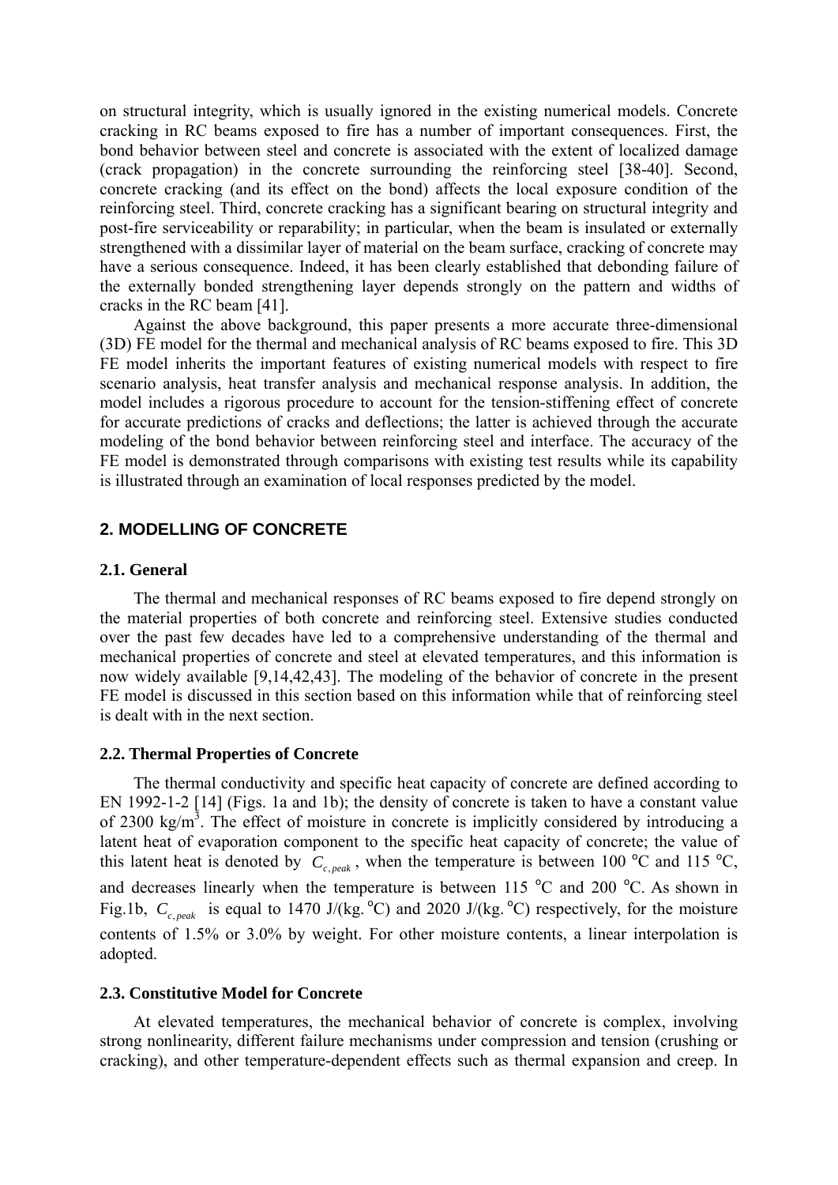on structural integrity, which is usually ignored in the existing numerical models. Concrete cracking in RC beams exposed to fire has a number of important consequences. First, the bond behavior between steel and concrete is associated with the extent of localized damage (crack propagation) in the concrete surrounding the reinforcing steel [38-40]. Second, concrete cracking (and its effect on the bond) affects the local exposure condition of the reinforcing steel. Third, concrete cracking has a significant bearing on structural integrity and post-fire serviceability or reparability; in particular, when the beam is insulated or externally strengthened with a dissimilar layer of material on the beam surface, cracking of concrete may have a serious consequence. Indeed, it has been clearly established that debonding failure of the externally bonded strengthening layer depends strongly on the pattern and widths of cracks in the RC beam [41].

Against the above background, this paper presents a more accurate three-dimensional (3D) FE model for the thermal and mechanical analysis of RC beams exposed to fire. This 3D FE model inherits the important features of existing numerical models with respect to fire scenario analysis, heat transfer analysis and mechanical response analysis. In addition, the model includes a rigorous procedure to account for the tension-stiffening effect of concrete for accurate predictions of cracks and deflections; the latter is achieved through the accurate modeling of the bond behavior between reinforcing steel and interface. The accuracy of the FE model is demonstrated through comparisons with existing test results while its capability is illustrated through an examination of local responses predicted by the model.

## 2. MODELLING OF CONCRETE

### 2.1. General

The thermal and mechanical responses of RC beams exposed to fire depend strongly on the material properties of both concrete and reinforcing steel. Extensive studies conducted over the past few decades have led to a comprehensive understanding of the thermal and mechanical properties of concrete and steel at elevated temperatures, and this information is now widely available [9,14,42,43]. The modeling of the behavior of concrete in the present FE model is discussed in this section based on this information while that of reinforcing steel is dealt with in the next section.

### 2.2. Thermal Properties of Concrete

The thermal conductivity and specific heat capacity of concrete are defined according to EN 1992-1-2 [14] (Figs. 1a and 1b); the density of concrete is taken to have a constant value of 2300 kg/m$^3$. The effect of moisture in concrete is implicitly considered by introducing a latent heat of evaporation component to the specific heat capacity of concrete; the value of this latent heat is denoted by $C_{c,peak}$, when the temperature is between 100 $^{o}$C and 115 $^{o}$C, and decreases linearly when the temperature is between 115 $^{o}$C and 200 $^{o}$C. As shown in Fig.1b, $C_{c,peak}$ is equal to 1470 J/(kg.$^{o}$C) and 2020 J/(kg.$^{o}$C) respectively, for the moisture contents of 1.5% or 3.0% by weight. For other moisture contents, a linear interpolation is adopted.

### 2.3. Constitutive Model for Concrete

At elevated temperatures, the mechanical behavior of concrete is complex, involving strong nonlinearity, different failure mechanisms under compression and tension (crushing or cracking), and other temperature-dependent effects such as thermal expansion and creep. In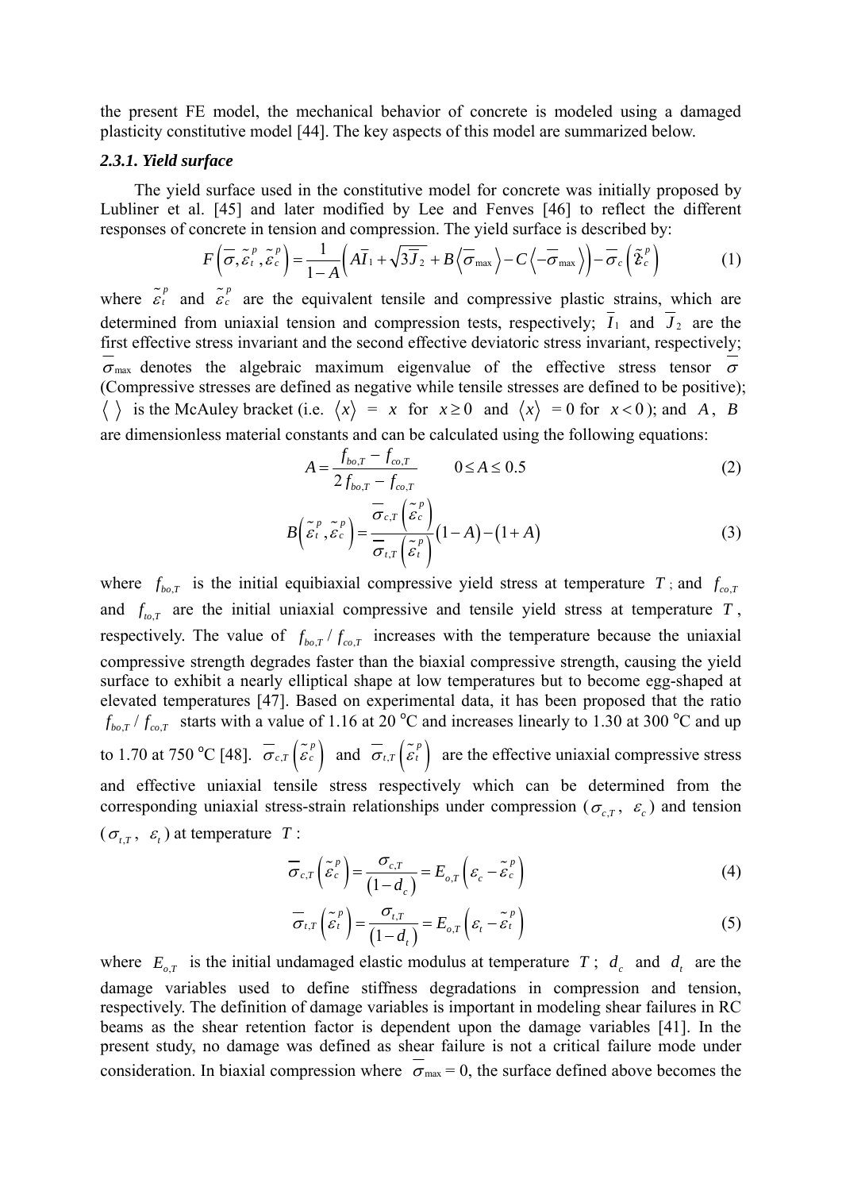the present FE model, the mechanical behavior of concrete is modeled using a damaged plasticity constitutive model [44]. The key aspects of this model are summarized below.

### *2.3.1. Yield surface*

The yield surface used in the constitutive model for concrete was initially proposed by Lubliner et al. [45] and later modified by Lee and Fenves [46] to reflect the different responses of concrete in tension and compression. The yield surface is described by:

$$F\left(\overline{\sigma},\tilde{\varepsilon}_t^p,\tilde{\varepsilon}_c^p\right)=\frac{1}{1-A}\left(A\overline{I}_1+\sqrt{3\overline{J}_2}+B\left\langle\overline{\sigma}_{\max}\right\rangle-C\left\langle-\overline{\sigma}_{\max}\right\rangle\right)-\overline{\sigma}_c\left(\tilde{\varepsilon}_c^p\right) \tag{1}$$

where $\tilde{\varepsilon}_t^p$ and $\tilde{\varepsilon}_c^p$ are the equivalent tensile and compressive plastic strains, which are determined from uniaxial tension and compression tests, respectively; $\overline{I}_1$ and $\overline{J}_2$ are the first effective stress invariant and the second effective deviatoric stress invariant, respectively; $\overline{\sigma}_{\max}$ denotes the algebraic maximum eigenvalue of the effective stress tensor $\overline{\sigma}$ (Compressive stresses are defined as negative while tensile stresses are defined to be positive); $\langle\ \rangle$ is the McAuley bracket (i.e. $\langle x\rangle = x$ for $x\geq 0$ and $\langle x\rangle = 0$ for $x<0$); and $A$, $B$ are dimensionless material constants and can be calculated using the following equations:

$$A=\frac{f_{bo,T}-f_{co,T}}{2f_{bo,T}-f_{co,T}}\qquad 0\leq A\leq 0.5 \tag{2}$$

$$B\left(\tilde{\varepsilon}_t^p,\tilde{\varepsilon}_c^p\right)=\frac{\overline{\sigma}_{c,T}\left(\tilde{\varepsilon}_c^p\right)}{\overline{\sigma}_{t,T}\left(\tilde{\varepsilon}_t^p\right)}\left(1-A\right)-\left(1+A\right) \tag{3}$$

where $f_{bo,T}$ is the initial equibiaxial compressive yield stress at temperature $T$; and $f_{co,T}$ and $f_{to,T}$ are the initial uniaxial compressive and tensile yield stress at temperature $T$, respectively. The value of $f_{bo,T}/f_{co,T}$ increases with the temperature because the uniaxial compressive strength degrades faster than the biaxial compressive strength, causing the yield surface to exhibit a nearly elliptical shape at low temperatures but to become egg-shaped at elevated temperatures [47]. Based on experimental data, it has been proposed that the ratio $f_{bo,T}/f_{co,T}$ starts with a value of 1.16 at 20 °C and increases linearly to 1.30 at 300 °C and up to 1.70 at 750 °C [48]. $\overline{\sigma}_{c,T}\left(\tilde{\varepsilon}_c^p\right)$ and $\overline{\sigma}_{t,T}\left(\tilde{\varepsilon}_t^p\right)$ are the effective uniaxial compressive stress and effective uniaxial tensile stress respectively which can be determined from the corresponding uniaxial stress-strain relationships under compression ($\sigma_{c,T}$, $\varepsilon_c$) and tension ($\sigma_{t,T}$, $\varepsilon_t$) at temperature $T$:

$$\overline{\sigma}_{c,T}\left(\tilde{\varepsilon}_c^p\right)=\frac{\sigma_{c,T}}{\left(1-d_c\right)}=E_{o,T}\left(\varepsilon_c-\tilde{\varepsilon}_c^p\right) \tag{4}$$

$$\overline{\sigma}_{t,T}\left(\tilde{\varepsilon}_t^p\right)=\frac{\sigma_{t,T}}{\left(1-d_t\right)}=E_{o,T}\left(\varepsilon_t-\tilde{\varepsilon}_t^p\right) \tag{5}$$

where $E_{o,T}$ is the initial undamaged elastic modulus at temperature $T$; $d_c$ and $d_t$ are the damage variables used to define stiffness degradations in compression and tension, respectively. The definition of damage variables is important in modeling shear failures in RC beams as the shear retention factor is dependent upon the damage variables [41]. In the present study, no damage was defined as shear failure is not a critical failure mode under consideration. In biaxial compression where $\overline{\sigma}_{\max}$ = 0, the surface defined above becomes the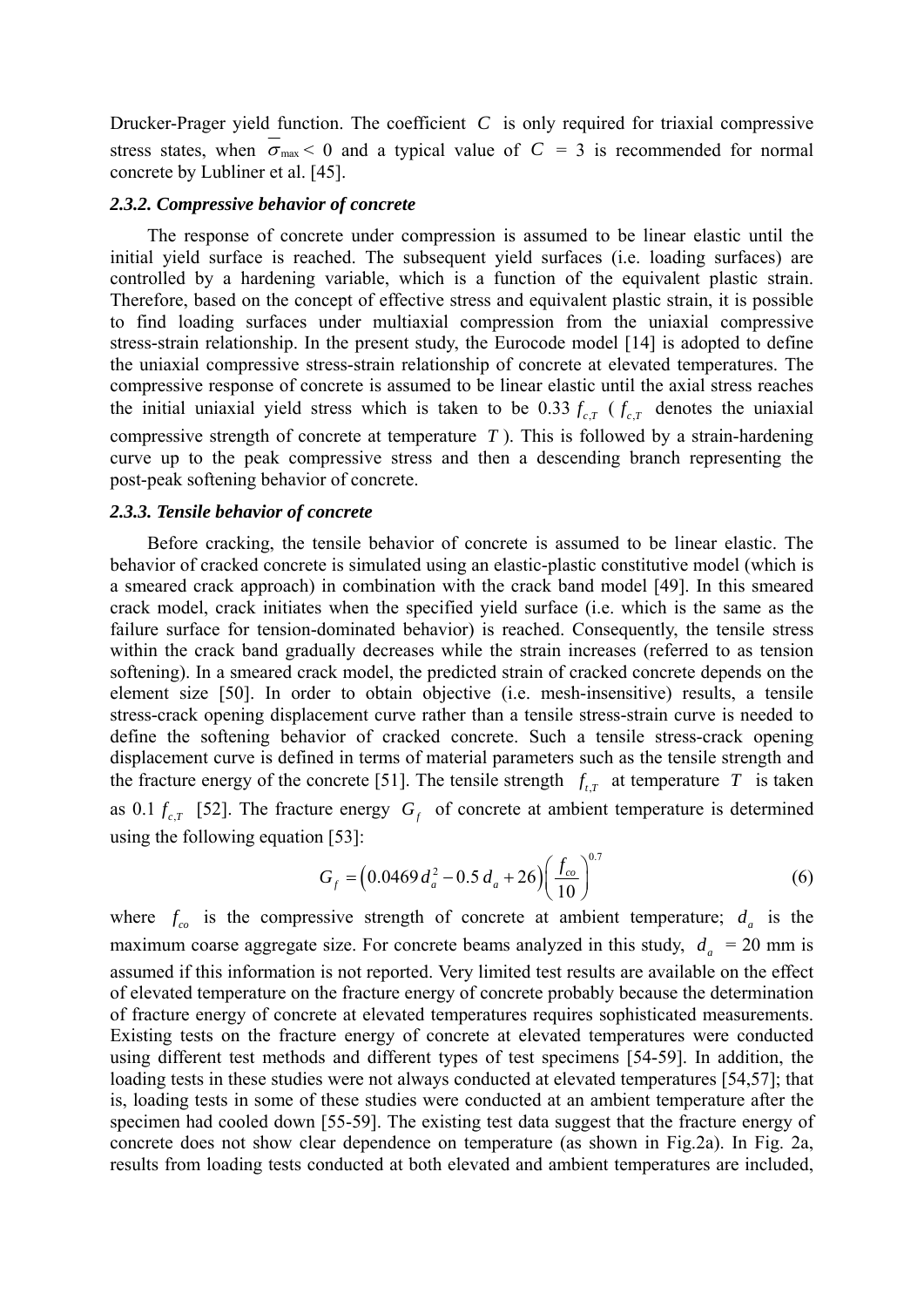Drucker-Prager yield function. The coefficient $C$ is only required for triaxial compressive stress states, when $\bar{\sigma}_{max} < 0$ and a typical value of $C = 3$ is recommended for normal concrete by Lubliner et al. [45].

### *2.3.2. Compressive behavior of concrete*

The response of concrete under compression is assumed to be linear elastic until the initial yield surface is reached. The subsequent yield surfaces (i.e. loading surfaces) are controlled by a hardening variable, which is a function of the equivalent plastic strain. Therefore, based on the concept of effective stress and equivalent plastic strain, it is possible to find loading surfaces under multiaxial compression from the uniaxial compressive stress-strain relationship. In the present study, the Eurocode model [14] is adopted to define the uniaxial compressive stress-strain relationship of concrete at elevated temperatures. The compressive response of concrete is assumed to be linear elastic until the axial stress reaches the initial uniaxial yield stress which is taken to be 0.33 $f_{c,T}$ ($f_{c,T}$ denotes the uniaxial compressive strength of concrete at temperature $T$). This is followed by a strain-hardening curve up to the peak compressive stress and then a descending branch representing the post-peak softening behavior of concrete.

### *2.3.3. Tensile behavior of concrete*

Before cracking, the tensile behavior of concrete is assumed to be linear elastic. The behavior of cracked concrete is simulated using an elastic-plastic constitutive model (which is a smeared crack approach) in combination with the crack band model [49]. In this smeared crack model, crack initiates when the specified yield surface (i.e. which is the same as the failure surface for tension-dominated behavior) is reached. Consequently, the tensile stress within the crack band gradually decreases while the strain increases (referred to as tension softening). In a smeared crack model, the predicted strain of cracked concrete depends on the element size [50]. In order to obtain objective (i.e. mesh-insensitive) results, a tensile stress-crack opening displacement curve rather than a tensile stress-strain curve is needed to define the softening behavior of cracked concrete. Such a tensile stress-crack opening displacement curve is defined in terms of material parameters such as the tensile strength and the fracture energy of the concrete [51]. The tensile strength $f_{t,T}$ at temperature $T$ is taken as 0.1 $f_{c,T}$ [52]. The fracture energy $G_f$ of concrete at ambient temperature is determined using the following equation [53]:

$$G_f = \left(0.0469\, d_a^2 - 0.5\, d_a + 26\right)\left(\frac{f_{co}}{10}\right)^{0.7} \tag{6}$$

where $f_{co}$ is the compressive strength of concrete at ambient temperature; $d_a$ is the maximum coarse aggregate size. For concrete beams analyzed in this study, $d_a$ = 20 mm is assumed if this information is not reported. Very limited test results are available on the effect of elevated temperature on the fracture energy of concrete probably because the determination of fracture energy of concrete at elevated temperatures requires sophisticated measurements. Existing tests on the fracture energy of concrete at elevated temperatures were conducted using different test methods and different types of test specimens [54-59]. In addition, the loading tests in these studies were not always conducted at elevated temperatures [54,57]; that is, loading tests in some of these studies were conducted at an ambient temperature after the specimen had cooled down [55-59]. The existing test data suggest that the fracture energy of concrete does not show clear dependence on temperature (as shown in Fig.2a). In Fig. 2a, results from loading tests conducted at both elevated and ambient temperatures are included,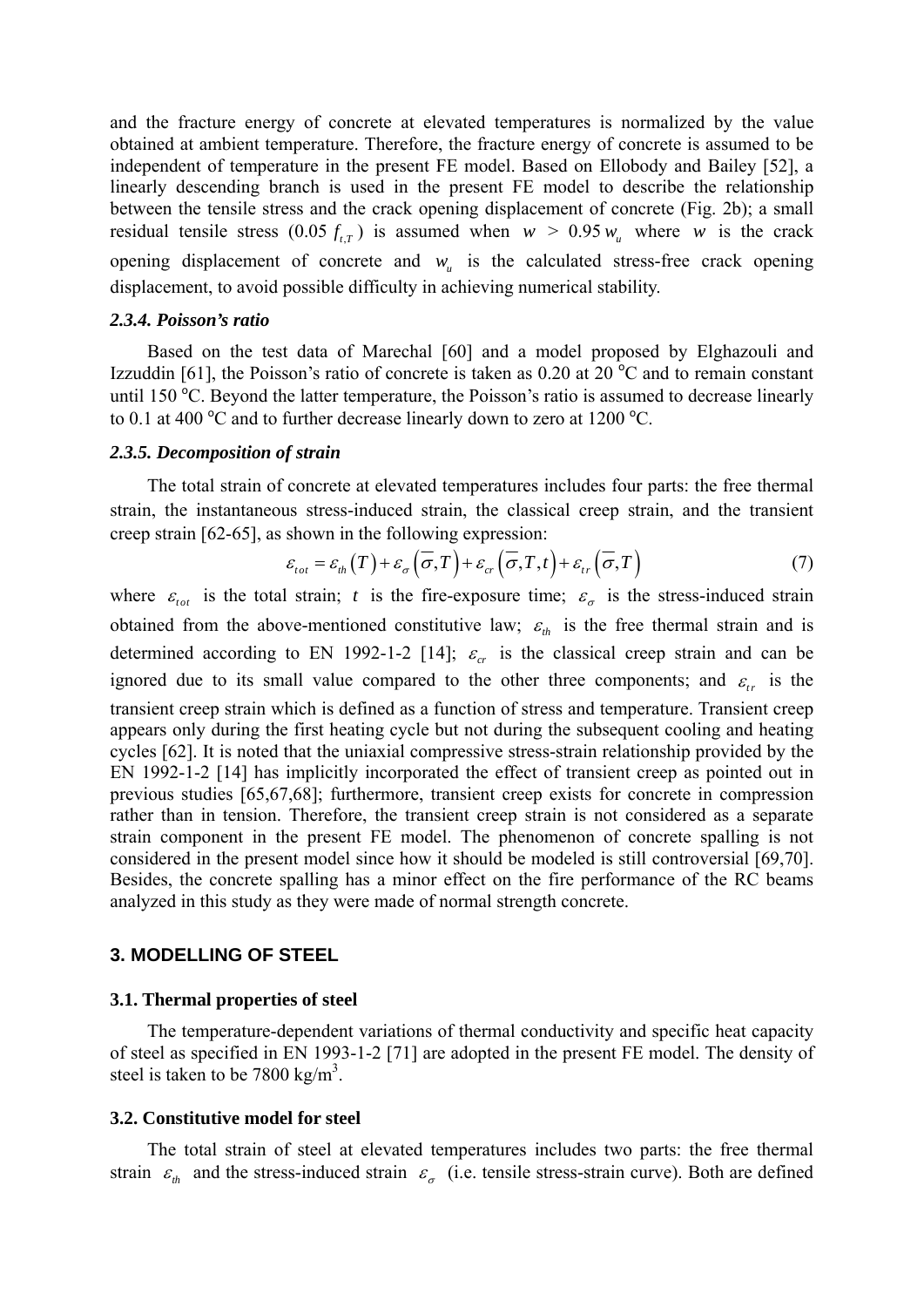and the fracture energy of concrete at elevated temperatures is normalized by the value obtained at ambient temperature. Therefore, the fracture energy of concrete is assumed to be independent of temperature in the present FE model. Based on Ellobody and Bailey [52], a linearly descending branch is used in the present FE model to describe the relationship between the tensile stress and the crack opening displacement of concrete (Fig. 2b); a small residual tensile stress ($0.05\,f_{t,T}$) is assumed when $w$ > $0.95\,w_u$ where $w$ is the crack opening displacement of concrete and $w_u$ is the calculated stress-free crack opening displacement, to avoid possible difficulty in achieving numerical stability.

### *2.3.4. Poisson's ratio*

Based on the test data of Marechal [60] and a model proposed by Elghazouli and Izzuddin [61], the Poisson's ratio of concrete is taken as 0.20 at 20 °C and to remain constant until 150 °C. Beyond the latter temperature, the Poisson's ratio is assumed to decrease linearly to 0.1 at 400 °C and to further decrease linearly down to zero at 1200 °C.

### *2.3.5. Decomposition of strain*

The total strain of concrete at elevated temperatures includes four parts: the free thermal strain, the instantaneous stress-induced strain, the classical creep strain, and the transient creep strain [62-65], as shown in the following expression:

$$\varepsilon_{tot} = \varepsilon_{th}\left(T\right) + \varepsilon_{\sigma}\left(\overline{\sigma},T\right) + \varepsilon_{cr}\left(\overline{\sigma},T,t\right) + \varepsilon_{tr}\left(\overline{\sigma},T\right) \tag{7}$$

where $\varepsilon_{tot}$ is the total strain; $t$ is the fire-exposure time; $\varepsilon_{\sigma}$ is the stress-induced strain obtained from the above-mentioned constitutive law; $\varepsilon_{th}$ is the free thermal strain and is determined according to EN 1992-1-2 [14]; $\varepsilon_{cr}$ is the classical creep strain and can be ignored due to its small value compared to the other three components; and $\varepsilon_{tr}$ is the transient creep strain which is defined as a function of stress and temperature. Transient creep appears only during the first heating cycle but not during the subsequent cooling and heating cycles [62]. It is noted that the uniaxial compressive stress-strain relationship provided by the EN 1992-1-2 [14] has implicitly incorporated the effect of transient creep as pointed out in previous studies [65,67,68]; furthermore, transient creep exists for concrete in compression rather than in tension. Therefore, the transient creep strain is not considered as a separate strain component in the present FE model. The phenomenon of concrete spalling is not considered in the present model since how it should be modeled is still controversial [69,70]. Besides, the concrete spalling has a minor effect on the fire performance of the RC beams analyzed in this study as they were made of normal strength concrete.

## 3. MODELLING OF STEEL

### 3.1. Thermal properties of steel

The temperature-dependent variations of thermal conductivity and specific heat capacity of steel as specified in EN 1993-1-2 [71] are adopted in the present FE model. The density of steel is taken to be 7800 kg/m$^3$.

### 3.2. Constitutive model for steel

The total strain of steel at elevated temperatures includes two parts: the free thermal strain $\varepsilon_{th}$ and the stress-induced strain $\varepsilon_{\sigma}$ (i.e. tensile stress-strain curve). Both are defined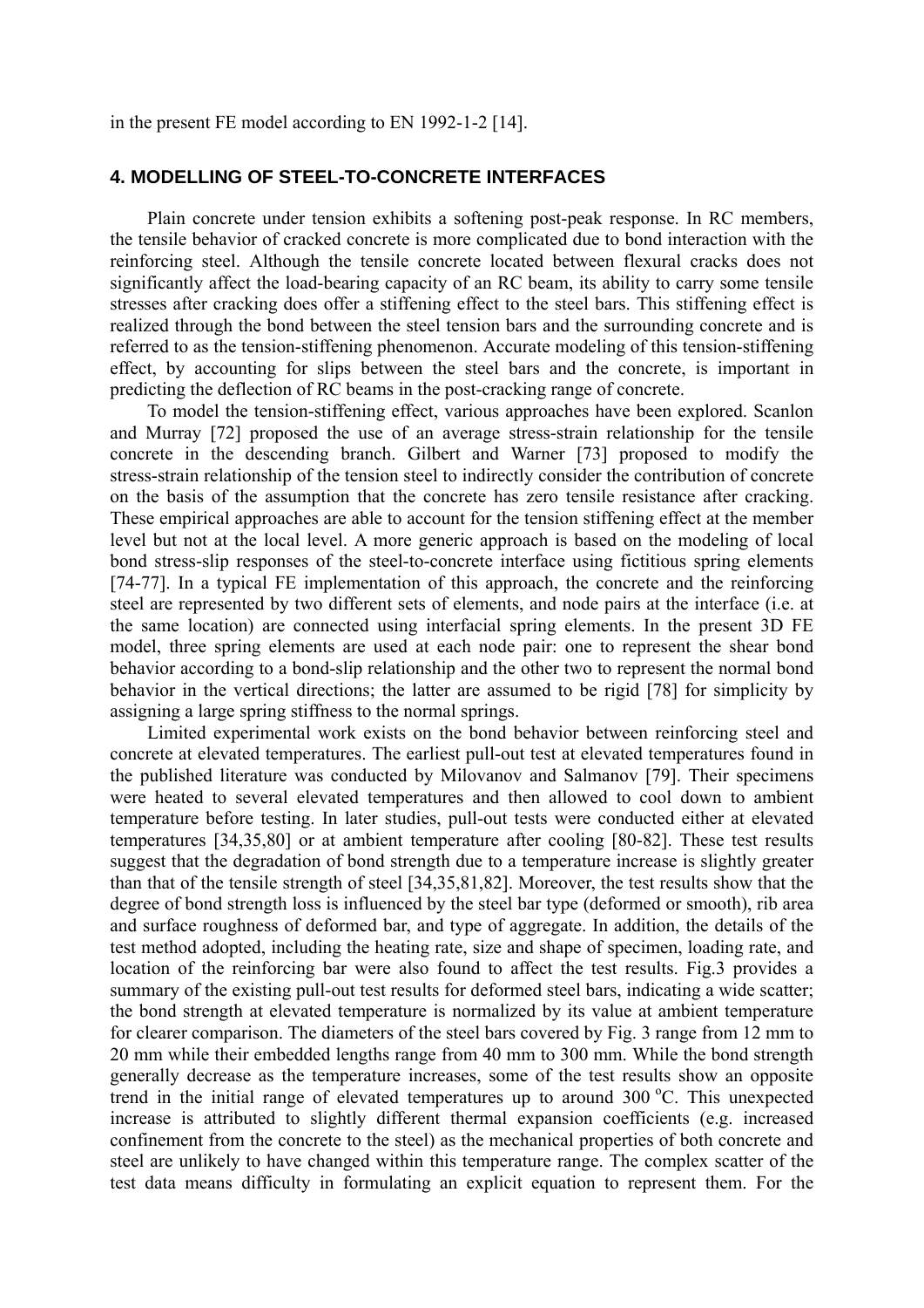in the present FE model according to EN 1992-1-2 [14].

## 4. MODELLING OF STEEL-TO-CONCRETE INTERFACES

Plain concrete under tension exhibits a softening post-peak response. In RC members, the tensile behavior of cracked concrete is more complicated due to bond interaction with the reinforcing steel. Although the tensile concrete located between flexural cracks does not significantly affect the load-bearing capacity of an RC beam, its ability to carry some tensile stresses after cracking does offer a stiffening effect to the steel bars. This stiffening effect is realized through the bond between the steel tension bars and the surrounding concrete and is referred to as the tension-stiffening phenomenon. Accurate modeling of this tension-stiffening effect, by accounting for slips between the steel bars and the concrete, is important in predicting the deflection of RC beams in the post-cracking range of concrete.

To model the tension-stiffening effect, various approaches have been explored. Scanlon and Murray [72] proposed the use of an average stress-strain relationship for the tensile concrete in the descending branch. Gilbert and Warner [73] proposed to modify the stress-strain relationship of the tension steel to indirectly consider the contribution of concrete on the basis of the assumption that the concrete has zero tensile resistance after cracking. These empirical approaches are able to account for the tension stiffening effect at the member level but not at the local level. A more generic approach is based on the modeling of local bond stress-slip responses of the steel-to-concrete interface using fictitious spring elements [74-77]. In a typical FE implementation of this approach, the concrete and the reinforcing steel are represented by two different sets of elements, and node pairs at the interface (i.e. at the same location) are connected using interfacial spring elements. In the present 3D FE model, three spring elements are used at each node pair: one to represent the shear bond behavior according to a bond-slip relationship and the other two to represent the normal bond behavior in the vertical directions; the latter are assumed to be rigid [78] for simplicity by assigning a large spring stiffness to the normal springs.

Limited experimental work exists on the bond behavior between reinforcing steel and concrete at elevated temperatures. The earliest pull-out test at elevated temperatures found in the published literature was conducted by Milovanov and Salmanov [79]. Their specimens were heated to several elevated temperatures and then allowed to cool down to ambient temperature before testing. In later studies, pull-out tests were conducted either at elevated temperatures [34,35,80] or at ambient temperature after cooling [80-82]. These test results suggest that the degradation of bond strength due to a temperature increase is slightly greater than that of the tensile strength of steel [34,35,81,82]. Moreover, the test results show that the degree of bond strength loss is influenced by the steel bar type (deformed or smooth), rib area and surface roughness of deformed bar, and type of aggregate. In addition, the details of the test method adopted, including the heating rate, size and shape of specimen, loading rate, and location of the reinforcing bar were also found to affect the test results. Fig.3 provides a summary of the existing pull-out test results for deformed steel bars, indicating a wide scatter; the bond strength at elevated temperature is normalized by its value at ambient temperature for clearer comparison. The diameters of the steel bars covered by Fig. 3 range from 12 mm to 20 mm while their embedded lengths range from 40 mm to 300 mm. While the bond strength generally decrease as the temperature increases, some of the test results show an opposite trend in the initial range of elevated temperatures up to around 300 $^{o}$C. This unexpected increase is attributed to slightly different thermal expansion coefficients (e.g. increased confinement from the concrete to the steel) as the mechanical properties of both concrete and steel are unlikely to have changed within this temperature range. The complex scatter of the test data means difficulty in formulating an explicit equation to represent them. For the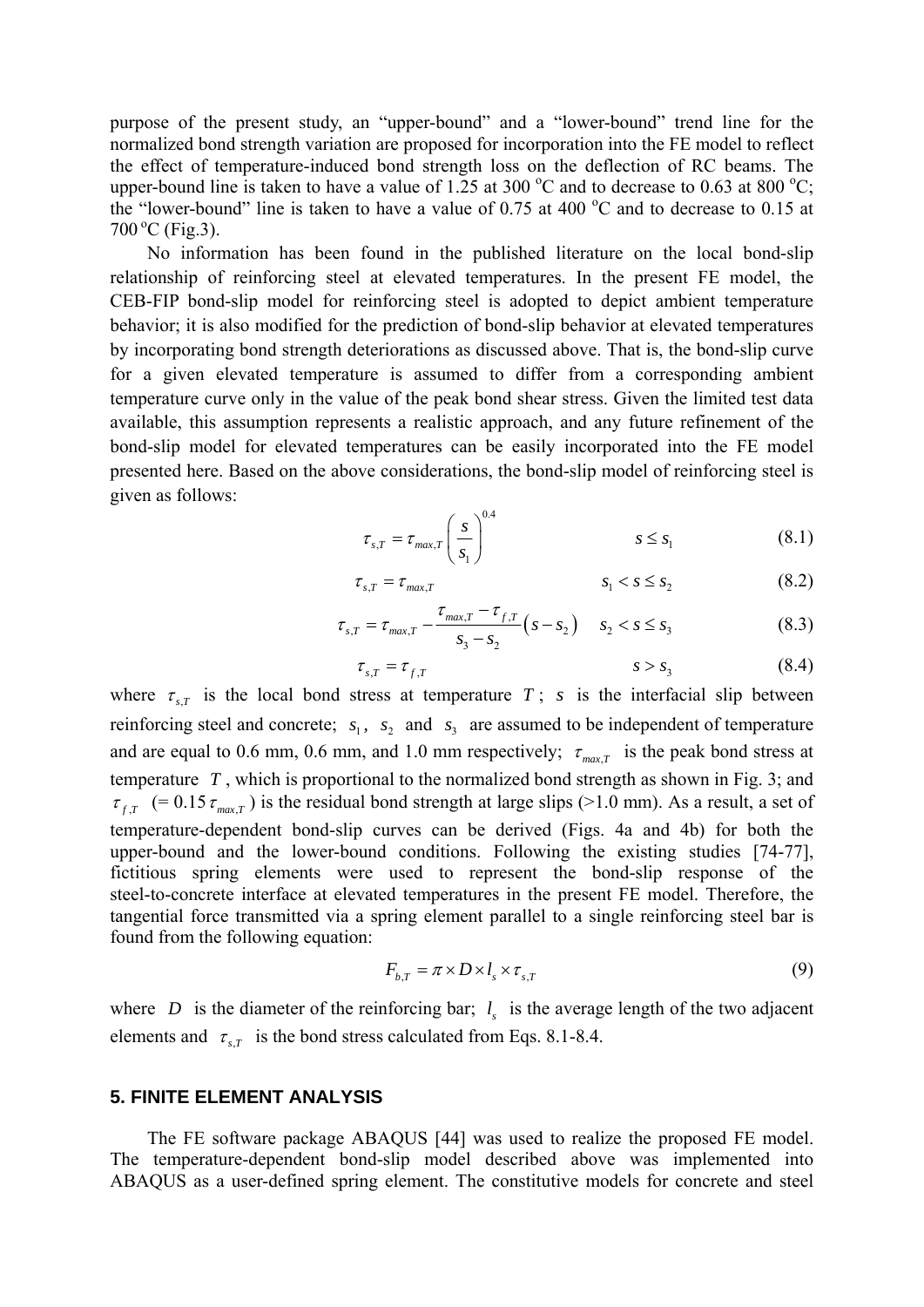purpose of the present study, an "upper-bound" and a "lower-bound" trend line for the normalized bond strength variation are proposed for incorporation into the FE model to reflect the effect of temperature-induced bond strength loss on the deflection of RC beams. The upper-bound line is taken to have a value of 1.25 at 300 $^oC$ and to decrease to 0.63 at 800 $^oC$; the "lower-bound" line is taken to have a value of 0.75 at 400 $^oC$ and to decrease to 0.15 at 700 $^oC$ (Fig.3).

No information has been found in the published literature on the local bond-slip relationship of reinforcing steel at elevated temperatures. In the present FE model, the CEB-FIP bond-slip model for reinforcing steel is adopted to depict ambient temperature behavior; it is also modified for the prediction of bond-slip behavior at elevated temperatures by incorporating bond strength deteriorations as discussed above. That is, the bond-slip curve for a given elevated temperature is assumed to differ from a corresponding ambient temperature curve only in the value of the peak bond shear stress. Given the limited test data available, this assumption represents a realistic approach, and any future refinement of the bond-slip model for elevated temperatures can be easily incorporated into the FE model presented here. Based on the above considerations, the bond-slip model of reinforcing steel is given as follows:

$$\tau_{s,T} = \tau_{max,T} \left( \frac{s}{s_1} \right)^{0.4} \qquad s \le s_1 \tag{8.1}$$

$$\tau_{s,T} = \tau_{max,T} \qquad s_1 < s \le s_2 \tag{8.2}$$

$$\tau_{s,T} = \tau_{max,T} - \frac{\tau_{max,T} - \tau_{f,T}}{s_3 - s_2}\left( s - s_2 \right) \qquad s_2 < s \le s_3 \tag{8.3}$$

$$\tau_{s,T} = \tau_{f,T} \qquad s > s_3 \tag{8.4}$$

where $\tau_{s,T}$ is the local bond stress at temperature $T$; $s$ is the interfacial slip between reinforcing steel and concrete; $s_1$, $s_2$ and $s_3$ are assumed to be independent of temperature and are equal to 0.6 mm, 0.6 mm, and 1.0 mm respectively; $\tau_{max,T}$ is the peak bond stress at temperature $T$, which is proportional to the normalized bond strength as shown in Fig. 3; and $\tau_{f,T}$ (= 0.15 $\tau_{max,T}$ ) is the residual bond strength at large slips (>1.0 mm). As a result, a set of temperature-dependent bond-slip curves can be derived (Figs. 4a and 4b) for both the upper-bound and the lower-bound conditions. Following the existing studies [74-77], fictitious spring elements were used to represent the bond-slip response of the steel-to-concrete interface at elevated temperatures in the present FE model. Therefore, the tangential force transmitted via a spring element parallel to a single reinforcing steel bar is found from the following equation:

$$F_{b,T} = \pi \times D \times l_s \times \tau_{s,T} \tag{9}$$

where $D$ is the diameter of the reinforcing bar; $l_s$ is the average length of the two adjacent elements and $\tau_{s,T}$ is the bond stress calculated from Eqs. 8.1-8.4.

## 5. FINITE ELEMENT ANALYSIS

The FE software package ABAQUS [44] was used to realize the proposed FE model. The temperature-dependent bond-slip model described above was implemented into ABAQUS as a user-defined spring element. The constitutive models for concrete and steel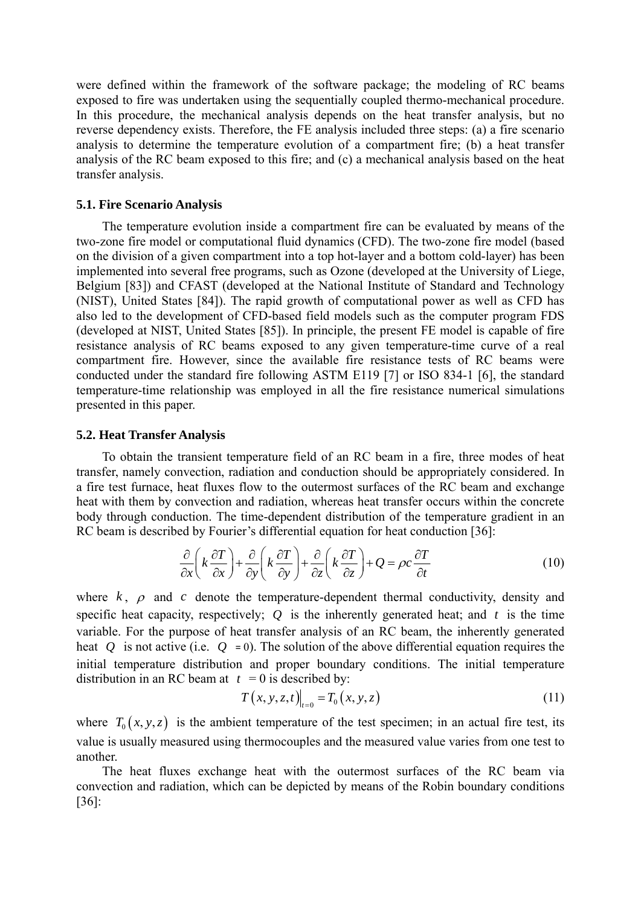were defined within the framework of the software package; the modeling of RC beams exposed to fire was undertaken using the sequentially coupled thermo-mechanical procedure. In this procedure, the mechanical analysis depends on the heat transfer analysis, but no reverse dependency exists. Therefore, the FE analysis included three steps: (a) a fire scenario analysis to determine the temperature evolution of a compartment fire; (b) a heat transfer analysis of the RC beam exposed to this fire; and (c) a mechanical analysis based on the heat transfer analysis.

### 5.1. Fire Scenario Analysis

The temperature evolution inside a compartment fire can be evaluated by means of the two-zone fire model or computational fluid dynamics (CFD). The two-zone fire model (based on the division of a given compartment into a top hot-layer and a bottom cold-layer) has been implemented into several free programs, such as Ozone (developed at the University of Liege, Belgium [83]) and CFAST (developed at the National Institute of Standard and Technology (NIST), United States [84]). The rapid growth of computational power as well as CFD has also led to the development of CFD-based field models such as the computer program FDS (developed at NIST, United States [85]). In principle, the present FE model is capable of fire resistance analysis of RC beams exposed to any given temperature-time curve of a real compartment fire. However, since the available fire resistance tests of RC beams were conducted under the standard fire following ASTM E119 [7] or ISO 834-1 [6], the standard temperature-time relationship was employed in all the fire resistance numerical simulations presented in this paper.

### 5.2. Heat Transfer Analysis

To obtain the transient temperature field of an RC beam in a fire, three modes of heat transfer, namely convection, radiation and conduction should be appropriately considered. In a fire test furnace, heat fluxes flow to the outermost surfaces of the RC beam and exchange heat with them by convection and radiation, whereas heat transfer occurs within the concrete body through conduction. The time-dependent distribution of the temperature gradient in an RC beam is described by Fourier's differential equation for heat conduction [36]:

$$\frac{\partial}{\partial x}\left(k\frac{\partial T}{\partial x}\right)+\frac{\partial}{\partial y}\left(k\frac{\partial T}{\partial y}\right)+\frac{\partial}{\partial z}\left(k\frac{\partial T}{\partial z}\right)+Q=\rho c\frac{\partial T}{\partial t} \tag{10}$$

where $k$, $\rho$ and $c$ denote the temperature-dependent thermal conductivity, density and specific heat capacity, respectively; $Q$ is the inherently generated heat; and $t$ is the time variable. For the purpose of heat transfer analysis of an RC beam, the inherently generated heat $Q$ is not active (i.e. $Q = 0$). The solution of the above differential equation requires the initial temperature distribution and proper boundary conditions. The initial temperature distribution in an RC beam at $t = 0$ is described by:

$$T\left(x,y,z,t\right)\Big|_{t=0}=T_0\left(x,y,z\right) \tag{11}$$

where $T_0\left(x,y,z\right)$ is the ambient temperature of the test specimen; in an actual fire test, its value is usually measured using thermocouples and the measured value varies from one test to another.

The heat fluxes exchange heat with the outermost surfaces of the RC beam via convection and radiation, which can be depicted by means of the Robin boundary conditions [36]: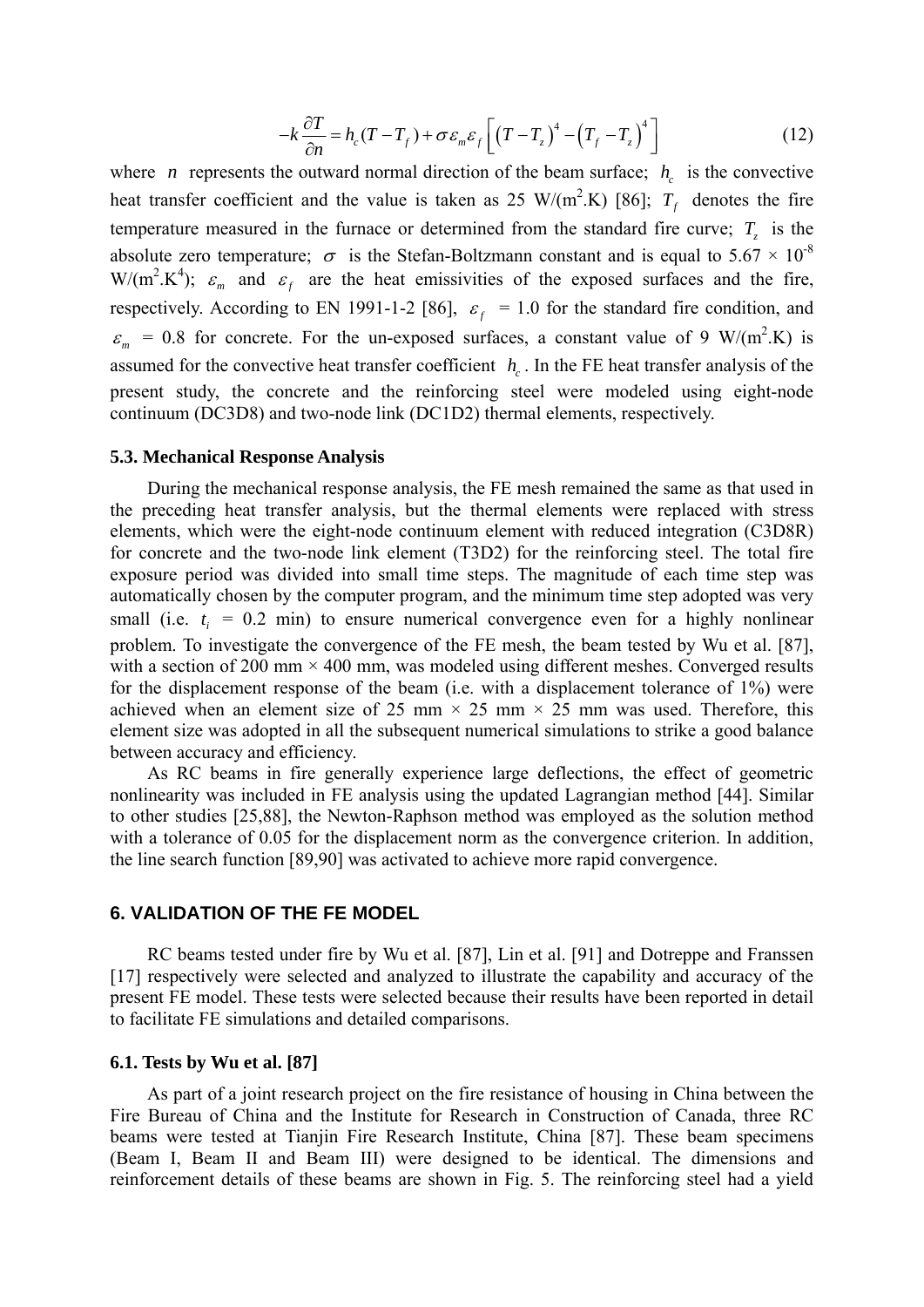$$-k\frac{\partial T}{\partial n} = h_c(T - T_f) + \sigma\varepsilon_m\varepsilon_f\left[\left(T - T_z\right)^4 - \left(T_f - T_z\right)^4\right] \tag{12}$$

where $n$ represents the outward normal direction of the beam surface; $h_c$ is the convective heat transfer coefficient and the value is taken as 25 W/(m$^2$.K) [86]; $T_f$ denotes the fire temperature measured in the furnace or determined from the standard fire curve; $T_z$ is the absolute zero temperature; $\sigma$ is the Stefan-Boltzmann constant and is equal to $5.67 \times 10^{-8}$ W/(m$^2$.K$^4$); $\varepsilon_m$ and $\varepsilon_f$ are the heat emissivities of the exposed surfaces and the fire, respectively. According to EN 1991-1-2 [86], $\varepsilon_f$ = 1.0 for the standard fire condition, and $\varepsilon_m$ = 0.8 for concrete. For the un-exposed surfaces, a constant value of 9 W/(m$^2$.K) is assumed for the convective heat transfer coefficient $h_c$. In the FE heat transfer analysis of the present study, the concrete and the reinforcing steel were modeled using eight-node continuum (DC3D8) and two-node link (DC1D2) thermal elements, respectively.

### 5.3. Mechanical Response Analysis

During the mechanical response analysis, the FE mesh remained the same as that used in the preceding heat transfer analysis, but the thermal elements were replaced with stress elements, which were the eight-node continuum element with reduced integration (C3D8R) for concrete and the two-node link element (T3D2) for the reinforcing steel. The total fire exposure period was divided into small time steps. The magnitude of each time step was automatically chosen by the computer program, and the minimum time step adopted was very small (i.e. $t_i$ = 0.2 min) to ensure numerical convergence even for a highly nonlinear problem. To investigate the convergence of the FE mesh, the beam tested by Wu et al. [87], with a section of 200 mm × 400 mm, was modeled using different meshes. Converged results for the displacement response of the beam (i.e. with a displacement tolerance of 1%) were achieved when an element size of 25 mm × 25 mm × 25 mm was used. Therefore, this element size was adopted in all the subsequent numerical simulations to strike a good balance between accuracy and efficiency.

As RC beams in fire generally experience large deflections, the effect of geometric nonlinearity was included in FE analysis using the updated Lagrangian method [44]. Similar to other studies [25,88], the Newton-Raphson method was employed as the solution method with a tolerance of 0.05 for the displacement norm as the convergence criterion. In addition, the line search function [89,90] was activated to achieve more rapid convergence.

## 6. VALIDATION OF THE FE MODEL

RC beams tested under fire by Wu et al. [87], Lin et al. [91] and Dotreppe and Franssen [17] respectively were selected and analyzed to illustrate the capability and accuracy of the present FE model. These tests were selected because their results have been reported in detail to facilitate FE simulations and detailed comparisons.

### 6.1. Tests by Wu et al. [87]

As part of a joint research project on the fire resistance of housing in China between the Fire Bureau of China and the Institute for Research in Construction of Canada, three RC beams were tested at Tianjin Fire Research Institute, China [87]. These beam specimens (Beam I, Beam II and Beam III) were designed to be identical. The dimensions and reinforcement details of these beams are shown in Fig. 5. The reinforcing steel had a yield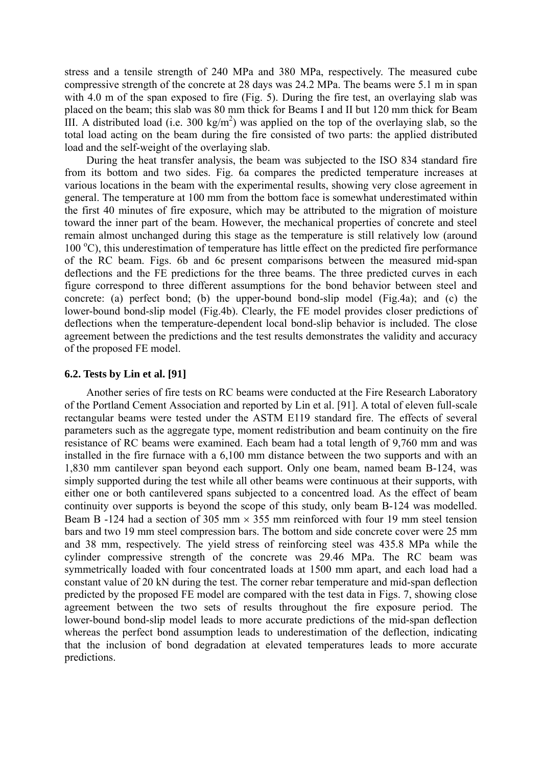stress and a tensile strength of 240 MPa and 380 MPa, respectively. The measured cube compressive strength of the concrete at 28 days was 24.2 MPa. The beams were 5.1 m in span with 4.0 m of the span exposed to fire (Fig. 5). During the fire test, an overlaying slab was placed on the beam; this slab was 80 mm thick for Beams I and II but 120 mm thick for Beam III. A distributed load (i.e. 300 kg/m$^2$) was applied on the top of the overlaying slab, so the total load acting on the beam during the fire consisted of two parts: the applied distributed load and the self-weight of the overlaying slab.

During the heat transfer analysis, the beam was subjected to the ISO 834 standard fire from its bottom and two sides. Fig. 6a compares the predicted temperature increases at various locations in the beam with the experimental results, showing very close agreement in general. The temperature at 100 mm from the bottom face is somewhat underestimated within the first 40 minutes of fire exposure, which may be attributed to the migration of moisture toward the inner part of the beam. However, the mechanical properties of concrete and steel remain almost unchanged during this stage as the temperature is still relatively low (around 100 $^{o}$C), this underestimation of temperature has little effect on the predicted fire performance of the RC beam. Figs. 6b and 6c present comparisons between the measured mid-span deflections and the FE predictions for the three beams. The three predicted curves in each figure correspond to three different assumptions for the bond behavior between steel and concrete: (a) perfect bond; (b) the upper-bound bond-slip model (Fig.4a); and (c) the lower-bound bond-slip model (Fig.4b). Clearly, the FE model provides closer predictions of deflections when the temperature-dependent local bond-slip behavior is included. The close agreement between the predictions and the test results demonstrates the validity and accuracy of the proposed FE model.

### 6.2. Tests by Lin et al. [91]

Another series of fire tests on RC beams were conducted at the Fire Research Laboratory of the Portland Cement Association and reported by Lin et al. [91]. A total of eleven full-scale rectangular beams were tested under the ASTM E119 standard fire. The effects of several parameters such as the aggregate type, moment redistribution and beam continuity on the fire resistance of RC beams were examined. Each beam had a total length of 9,760 mm and was installed in the fire furnace with a 6,100 mm distance between the two supports and with an 1,830 mm cantilever span beyond each support. Only one beam, named beam B-124, was simply supported during the test while all other beams were continuous at their supports, with either one or both cantilevered spans subjected to a concentred load. As the effect of beam continuity over supports is beyond the scope of this study, only beam B-124 was modelled. Beam B -124 had a section of 305 mm $\times$ 355 mm reinforced with four 19 mm steel tension bars and two 19 mm steel compression bars. The bottom and side concrete cover were 25 mm and 38 mm, respectively. The yield stress of reinforcing steel was 435.8 MPa while the cylinder compressive strength of the concrete was 29.46 MPa. The RC beam was symmetrically loaded with four concentrated loads at 1500 mm apart, and each load had a constant value of 20 kN during the test. The corner rebar temperature and mid-span deflection predicted by the proposed FE model are compared with the test data in Figs. 7, showing close agreement between the two sets of results throughout the fire exposure period. The lower-bound bond-slip model leads to more accurate predictions of the mid-span deflection whereas the perfect bond assumption leads to underestimation of the deflection, indicating that the inclusion of bond degradation at elevated temperatures leads to more accurate predictions.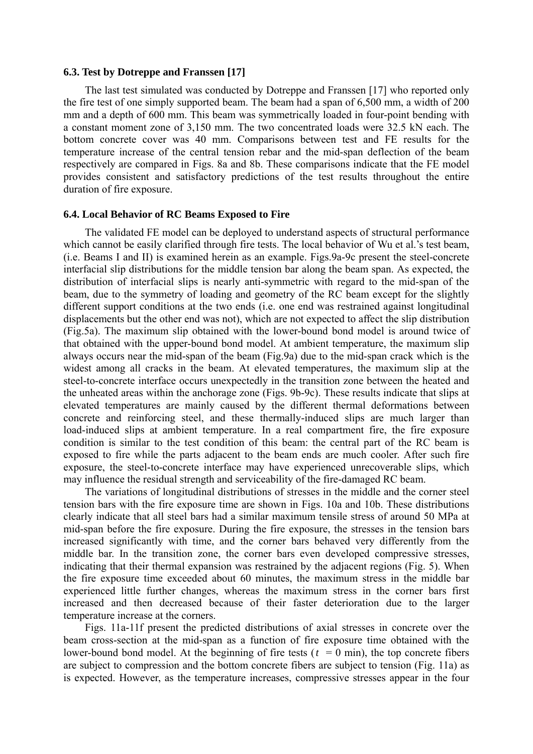### 6.3. Test by Dotreppe and Franssen [17]

The last test simulated was conducted by Dotreppe and Franssen [17] who reported only the fire test of one simply supported beam. The beam had a span of 6,500 mm, a width of 200 mm and a depth of 600 mm. This beam was symmetrically loaded in four-point bending with a constant moment zone of 3,150 mm. The two concentrated loads were 32.5 kN each. The bottom concrete cover was 40 mm. Comparisons between test and FE results for the temperature increase of the central tension rebar and the mid-span deflection of the beam respectively are compared in Figs. 8a and 8b. These comparisons indicate that the FE model provides consistent and satisfactory predictions of the test results throughout the entire duration of fire exposure.

### 6.4. Local Behavior of RC Beams Exposed to Fire

The validated FE model can be deployed to understand aspects of structural performance which cannot be easily clarified through fire tests. The local behavior of Wu et al.'s test beam, (i.e. Beams I and II) is examined herein as an example. Figs.9a-9c present the steel-concrete interfacial slip distributions for the middle tension bar along the beam span. As expected, the distribution of interfacial slips is nearly anti-symmetric with regard to the mid-span of the beam, due to the symmetry of loading and geometry of the RC beam except for the slightly different support conditions at the two ends (i.e. one end was restrained against longitudinal displacements but the other end was not), which are not expected to affect the slip distribution (Fig.5a). The maximum slip obtained with the lower-bound bond model is around twice of that obtained with the upper-bound bond model. At ambient temperature, the maximum slip always occurs near the mid-span of the beam (Fig.9a) due to the mid-span crack which is the widest among all cracks in the beam. At elevated temperatures, the maximum slip at the steel-to-concrete interface occurs unexpectedly in the transition zone between the heated and the unheated areas within the anchorage zone (Figs. 9b-9c). These results indicate that slips at elevated temperatures are mainly caused by the different thermal deformations between concrete and reinforcing steel, and these thermally-induced slips are much larger than load-induced slips at ambient temperature. In a real compartment fire, the fire exposure condition is similar to the test condition of this beam: the central part of the RC beam is exposed to fire while the parts adjacent to the beam ends are much cooler. After such fire exposure, the steel-to-concrete interface may have experienced unrecoverable slips, which may influence the residual strength and serviceability of the fire-damaged RC beam.

The variations of longitudinal distributions of stresses in the middle and the corner steel tension bars with the fire exposure time are shown in Figs. 10a and 10b. These distributions clearly indicate that all steel bars had a similar maximum tensile stress of around 50 MPa at mid-span before the fire exposure. During the fire exposure, the stresses in the tension bars increased significantly with time, and the corner bars behaved very differently from the middle bar. In the transition zone, the corner bars even developed compressive stresses, indicating that their thermal expansion was restrained by the adjacent regions (Fig. 5). When the fire exposure time exceeded about 60 minutes, the maximum stress in the middle bar experienced little further changes, whereas the maximum stress in the corner bars first increased and then decreased because of their faster deterioration due to the larger temperature increase at the corners.

Figs. 11a-11f present the predicted distributions of axial stresses in concrete over the beam cross-section at the mid-span as a function of fire exposure time obtained with the lower-bound bond model. At the beginning of fire tests ($t$ = 0 min), the top concrete fibers are subject to compression and the bottom concrete fibers are subject to tension (Fig. 11a) as is expected. However, as the temperature increases, compressive stresses appear in the four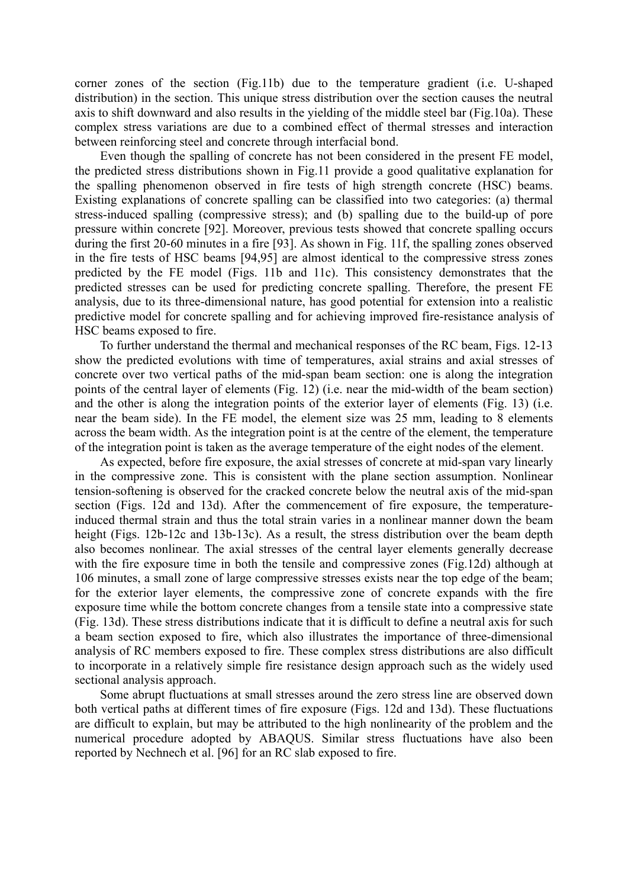corner zones of the section (Fig.11b) due to the temperature gradient (i.e. U-shaped distribution) in the section. This unique stress distribution over the section causes the neutral axis to shift downward and also results in the yielding of the middle steel bar (Fig.10a). These complex stress variations are due to a combined effect of thermal stresses and interaction between reinforcing steel and concrete through interfacial bond.

Even though the spalling of concrete has not been considered in the present FE model, the predicted stress distributions shown in Fig.11 provide a good qualitative explanation for the spalling phenomenon observed in fire tests of high strength concrete (HSC) beams. Existing explanations of concrete spalling can be classified into two categories: (a) thermal stress-induced spalling (compressive stress); and (b) spalling due to the build-up of pore pressure within concrete [92]. Moreover, previous tests showed that concrete spalling occurs during the first 20-60 minutes in a fire [93]. As shown in Fig. 11f, the spalling zones observed in the fire tests of HSC beams [94,95] are almost identical to the compressive stress zones predicted by the FE model (Figs. 11b and 11c). This consistency demonstrates that the predicted stresses can be used for predicting concrete spalling. Therefore, the present FE analysis, due to its three-dimensional nature, has good potential for extension into a realistic predictive model for concrete spalling and for achieving improved fire-resistance analysis of HSC beams exposed to fire.

To further understand the thermal and mechanical responses of the RC beam, Figs. 12-13 show the predicted evolutions with time of temperatures, axial strains and axial stresses of concrete over two vertical paths of the mid-span beam section: one is along the integration points of the central layer of elements (Fig. 12) (i.e. near the mid-width of the beam section) and the other is along the integration points of the exterior layer of elements (Fig. 13) (i.e. near the beam side). In the FE model, the element size was 25 mm, leading to 8 elements across the beam width. As the integration point is at the centre of the element, the temperature of the integration point is taken as the average temperature of the eight nodes of the element.

As expected, before fire exposure, the axial stresses of concrete at mid-span vary linearly in the compressive zone. This is consistent with the plane section assumption. Nonlinear tension-softening is observed for the cracked concrete below the neutral axis of the mid-span section (Figs. 12d and 13d). After the commencement of fire exposure, the temperature-induced thermal strain and thus the total strain varies in a nonlinear manner down the beam height (Figs. 12b-12c and 13b-13c). As a result, the stress distribution over the beam depth also becomes nonlinear. The axial stresses of the central layer elements generally decrease with the fire exposure time in both the tensile and compressive zones (Fig.12d) although at 106 minutes, a small zone of large compressive stresses exists near the top edge of the beam; for the exterior layer elements, the compressive zone of concrete expands with the fire exposure time while the bottom concrete changes from a tensile state into a compressive state (Fig. 13d). These stress distributions indicate that it is difficult to define a neutral axis for such a beam section exposed to fire, which also illustrates the importance of three-dimensional analysis of RC members exposed to fire. These complex stress distributions are also difficult to incorporate in a relatively simple fire resistance design approach such as the widely used sectional analysis approach.

Some abrupt fluctuations at small stresses around the zero stress line are observed down both vertical paths at different times of fire exposure (Figs. 12d and 13d). These fluctuations are difficult to explain, but may be attributed to the high nonlinearity of the problem and the numerical procedure adopted by ABAQUS. Similar stress fluctuations have also been reported by Nechnech et al. [96] for an RC slab exposed to fire.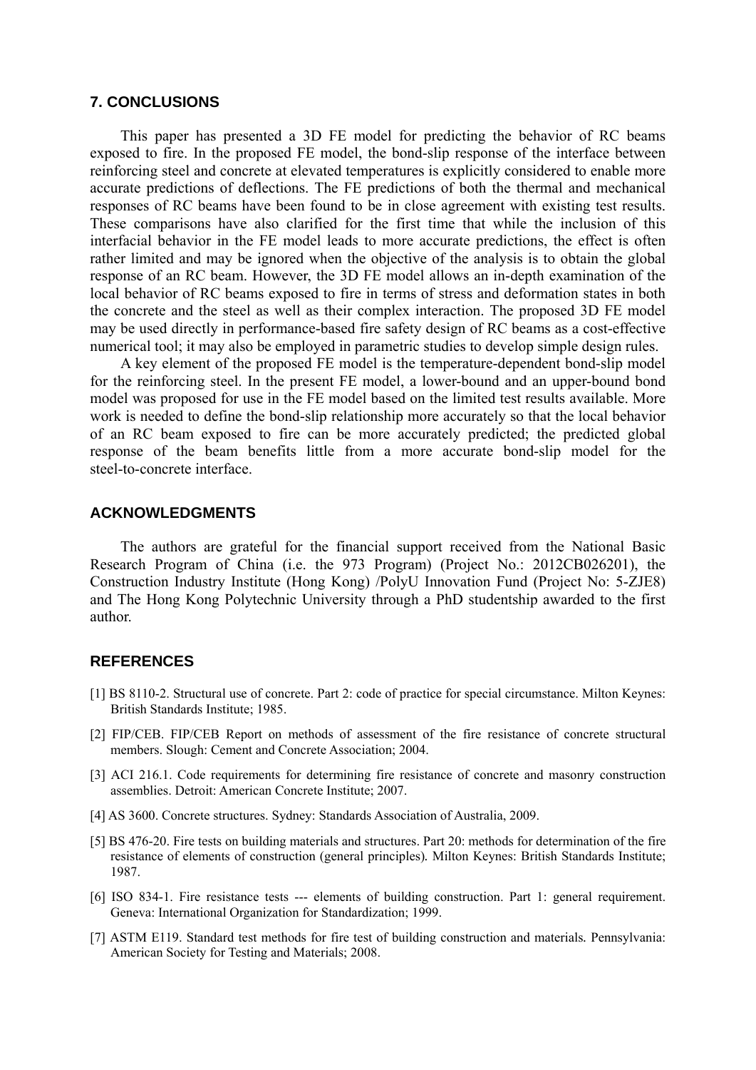## 7. CONCLUSIONS

This paper has presented a 3D FE model for predicting the behavior of RC beams exposed to fire. In the proposed FE model, the bond-slip response of the interface between reinforcing steel and concrete at elevated temperatures is explicitly considered to enable more accurate predictions of deflections. The FE predictions of both the thermal and mechanical responses of RC beams have been found to be in close agreement with existing test results. These comparisons have also clarified for the first time that while the inclusion of this interfacial behavior in the FE model leads to more accurate predictions, the effect is often rather limited and may be ignored when the objective of the analysis is to obtain the global response of an RC beam. However, the 3D FE model allows an in-depth examination of the local behavior of RC beams exposed to fire in terms of stress and deformation states in both the concrete and the steel as well as their complex interaction. The proposed 3D FE model may be used directly in performance-based fire safety design of RC beams as a cost-effective numerical tool; it may also be employed in parametric studies to develop simple design rules.

A key element of the proposed FE model is the temperature-dependent bond-slip model for the reinforcing steel. In the present FE model, a lower-bound and an upper-bound bond model was proposed for use in the FE model based on the limited test results available. More work is needed to define the bond-slip relationship more accurately so that the local behavior of an RC beam exposed to fire can be more accurately predicted; the predicted global response of the beam benefits little from a more accurate bond-slip model for the steel-to-concrete interface.

## ACKNOWLEDGMENTS

The authors are grateful for the financial support received from the National Basic Research Program of China (i.e. the 973 Program) (Project No.: 2012CB026201), the Construction Industry Institute (Hong Kong) /PolyU Innovation Fund (Project No: 5-ZJE8) and The Hong Kong Polytechnic University through a PhD studentship awarded to the first author.

## REFERENCES

[1] BS 8110-2. Structural use of concrete. Part 2: code of practice for special circumstance. Milton Keynes: British Standards Institute; 1985.

[2] FIP/CEB. FIP/CEB Report on methods of assessment of the fire resistance of concrete structural members. Slough: Cement and Concrete Association; 2004.

[3] ACI 216.1. Code requirements for determining fire resistance of concrete and masonry construction assemblies. Detroit: American Concrete Institute; 2007.

[4] AS 3600. Concrete structures. Sydney: Standards Association of Australia, 2009.

[5] BS 476-20. Fire tests on building materials and structures. Part 20: methods for determination of the fire resistance of elements of construction (general principles). Milton Keynes: British Standards Institute; 1987.

[6] ISO 834-1. Fire resistance tests --- elements of building construction. Part 1: general requirement. Geneva: International Organization for Standardization; 1999.

[7] ASTM E119. Standard test methods for fire test of building construction and materials. Pennsylvania: American Society for Testing and Materials; 2008.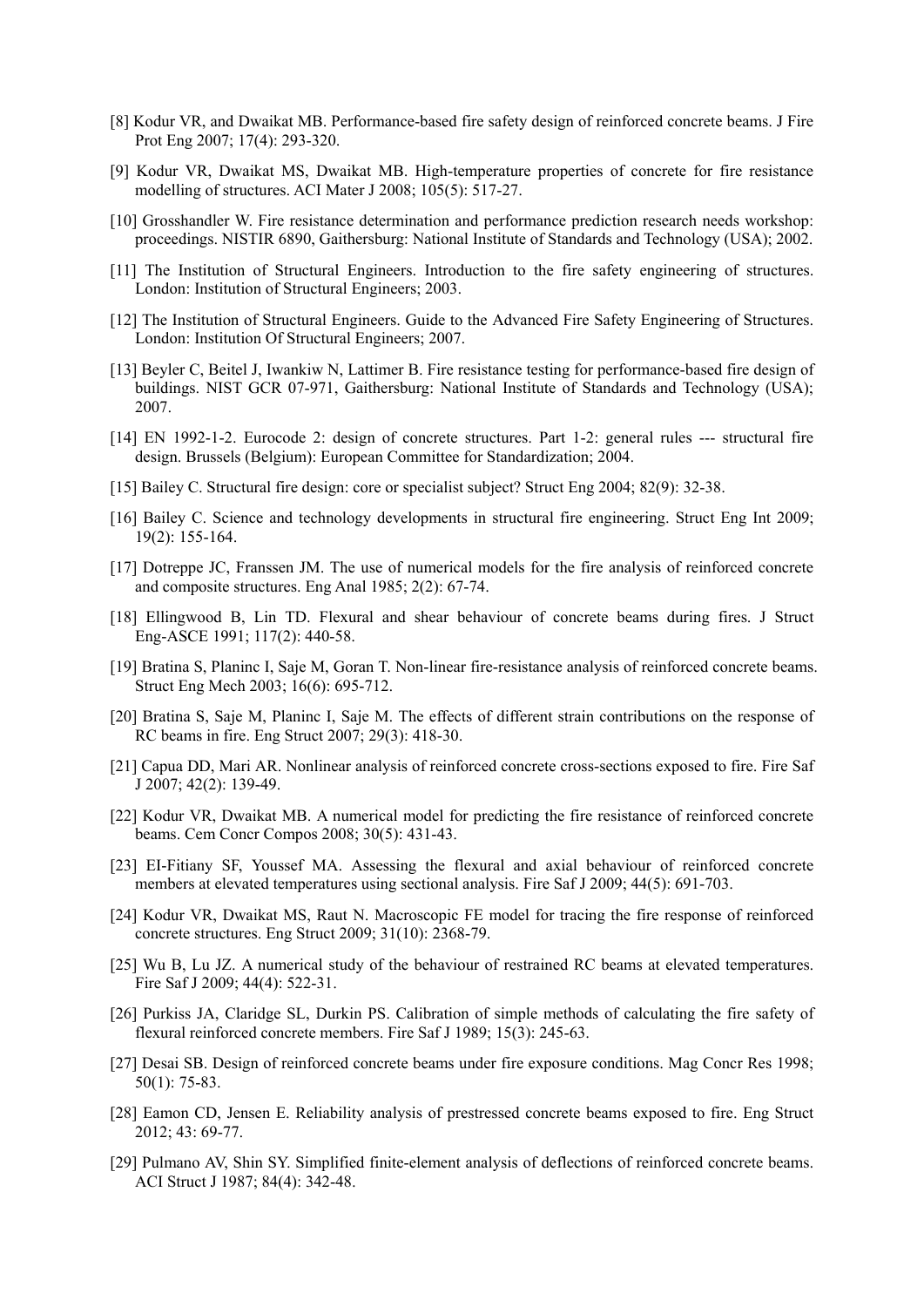[8] Kodur VR, and Dwaikat MB. Performance-based fire safety design of reinforced concrete beams. J Fire Prot Eng 2007; 17(4): 293-320.

[9] Kodur VR, Dwaikat MS, Dwaikat MB. High-temperature properties of concrete for fire resistance modelling of structures. ACI Mater J 2008; 105(5): 517-27.

[10] Grosshandler W. Fire resistance determination and performance prediction research needs workshop: proceedings. NISTIR 6890, Gaithersburg: National Institute of Standards and Technology (USA); 2002.

[11] The Institution of Structural Engineers. Introduction to the fire safety engineering of structures. London: Institution of Structural Engineers; 2003.

[12] The Institution of Structural Engineers. Guide to the Advanced Fire Safety Engineering of Structures. London: Institution Of Structural Engineers; 2007.

[13] Beyler C, Beitel J, Iwankiw N, Lattimer B. Fire resistance testing for performance-based fire design of buildings. NIST GCR 07-971, Gaithersburg: National Institute of Standards and Technology (USA); 2007.

[14] EN 1992-1-2. Eurocode 2: design of concrete structures. Part 1-2: general rules --- structural fire design. Brussels (Belgium): European Committee for Standardization; 2004.

[15] Bailey C. Structural fire design: core or specialist subject? Struct Eng 2004; 82(9): 32-38.

[16] Bailey C. Science and technology developments in structural fire engineering. Struct Eng Int 2009; 19(2): 155-164.

[17] Dotreppe JC, Franssen JM. The use of numerical models for the fire analysis of reinforced concrete and composite structures. Eng Anal 1985; 2(2): 67-74.

[18] Ellingwood B, Lin TD. Flexural and shear behaviour of concrete beams during fires. J Struct Eng-ASCE 1991; 117(2): 440-58.

[19] Bratina S, Planinc I, Saje M, Goran T. Non-linear fire-resistance analysis of reinforced concrete beams. Struct Eng Mech 2003; 16(6): 695-712.

[20] Bratina S, Saje M, Planinc I, Saje M. The effects of different strain contributions on the response of RC beams in fire. Eng Struct 2007; 29(3): 418-30.

[21] Capua DD, Mari AR. Nonlinear analysis of reinforced concrete cross-sections exposed to fire. Fire Saf J 2007; 42(2): 139-49.

[22] Kodur VR, Dwaikat MB. A numerical model for predicting the fire resistance of reinforced concrete beams. Cem Concr Compos 2008; 30(5): 431-43.

[23] EI-Fitiany SF, Youssef MA. Assessing the flexural and axial behaviour of reinforced concrete members at elevated temperatures using sectional analysis. Fire Saf J 2009; 44(5): 691-703.

[24] Kodur VR, Dwaikat MS, Raut N. Macroscopic FE model for tracing the fire response of reinforced concrete structures. Eng Struct 2009; 31(10): 2368-79.

[25] Wu B, Lu JZ. A numerical study of the behaviour of restrained RC beams at elevated temperatures. Fire Saf J 2009; 44(4): 522-31.

[26] Purkiss JA, Claridge SL, Durkin PS. Calibration of simple methods of calculating the fire safety of flexural reinforced concrete members. Fire Saf J 1989; 15(3): 245-63.

[27] Desai SB. Design of reinforced concrete beams under fire exposure conditions. Mag Concr Res 1998; 50(1): 75-83.

[28] Eamon CD, Jensen E. Reliability analysis of prestressed concrete beams exposed to fire. Eng Struct 2012; 43: 69-77.

[29] Pulmano AV, Shin SY. Simplified finite-element analysis of deflections of reinforced concrete beams. ACI Struct J 1987; 84(4): 342-48.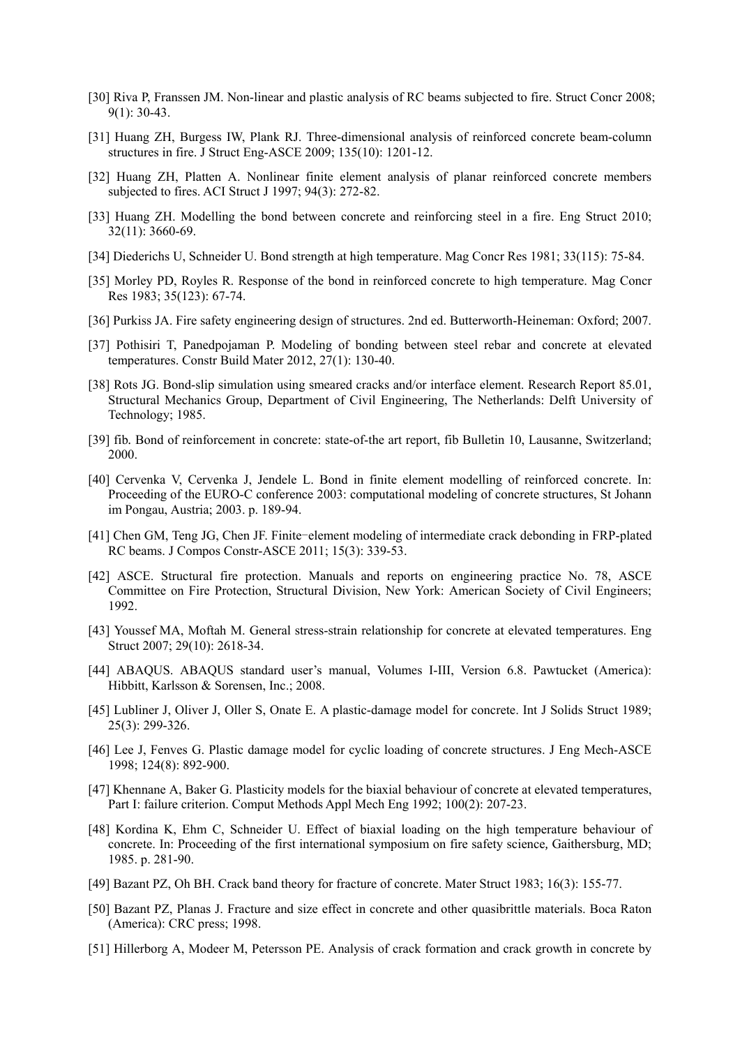[30] Riva P, Franssen JM. Non-linear and plastic analysis of RC beams subjected to fire. Struct Concr 2008; 9(1): 30-43.

[31] Huang ZH, Burgess IW, Plank RJ. Three-dimensional analysis of reinforced concrete beam-column structures in fire. J Struct Eng-ASCE 2009; 135(10): 1201-12.

[32] Huang ZH, Platten A. Nonlinear finite element analysis of planar reinforced concrete members subjected to fires. ACI Struct J 1997; 94(3): 272-82.

[33] Huang ZH. Modelling the bond between concrete and reinforcing steel in a fire. Eng Struct 2010; 32(11): 3660-69.

[34] Diederichs U, Schneider U. Bond strength at high temperature. Mag Concr Res 1981; 33(115): 75-84.

[35] Morley PD, Royles R. Response of the bond in reinforced concrete to high temperature. Mag Concr Res 1983; 35(123): 67-74.

[36] Purkiss JA. Fire safety engineering design of structures. 2nd ed. Butterworth-Heineman: Oxford; 2007.

[37] Pothisiri T, Panedpojaman P. Modeling of bonding between steel rebar and concrete at elevated temperatures. Constr Build Mater 2012, 27(1): 130-40.

[38] Rots JG. Bond-slip simulation using smeared cracks and/or interface element. Research Report 85.01, Structural Mechanics Group, Department of Civil Engineering, The Netherlands: Delft University of Technology; 1985.

[39] fib. Bond of reinforcement in concrete: state-of-the art report, fib Bulletin 10, Lausanne, Switzerland; 2000.

[40] Cervenka V, Cervenka J, Jendele L. Bond in finite element modelling of reinforced concrete. In: Proceeding of the EURO-C conference 2003: computational modeling of concrete structures, St Johann im Pongau, Austria; 2003. p. 189-94.

[41] Chen GM, Teng JG, Chen JF. Finite−element modeling of intermediate crack debonding in FRP-plated RC beams. J Compos Constr-ASCE 2011; 15(3): 339-53.

[42] ASCE. Structural fire protection. Manuals and reports on engineering practice No. 78, ASCE Committee on Fire Protection, Structural Division, New York: American Society of Civil Engineers; 1992.

[43] Youssef MA, Moftah M. General stress-strain relationship for concrete at elevated temperatures. Eng Struct 2007; 29(10): 2618-34.

[44] ABAQUS. ABAQUS standard user's manual, Volumes I-III, Version 6.8. Pawtucket (America): Hibbitt, Karlsson & Sorensen, Inc.; 2008.

[45] Lubliner J, Oliver J, Oller S, Onate E. A plastic-damage model for concrete. Int J Solids Struct 1989; 25(3): 299-326.

[46] Lee J, Fenves G. Plastic damage model for cyclic loading of concrete structures. J Eng Mech-ASCE 1998; 124(8): 892-900.

[47] Khennane A, Baker G. Plasticity models for the biaxial behaviour of concrete at elevated temperatures, Part I: failure criterion. Comput Methods Appl Mech Eng 1992; 100(2): 207-23.

[48] Kordina K, Ehm C, Schneider U. Effect of biaxial loading on the high temperature behaviour of concrete. In: Proceeding of the first international symposium on fire safety science, Gaithersburg, MD; 1985. p. 281-90.

[49] Bazant PZ, Oh BH. Crack band theory for fracture of concrete. Mater Struct 1983; 16(3): 155-77.

[50] Bazant PZ, Planas J. Fracture and size effect in concrete and other quasibrittle materials. Boca Raton (America): CRC press; 1998.

[51] Hillerborg A, Modeer M, Petersson PE. Analysis of crack formation and crack growth in concrete by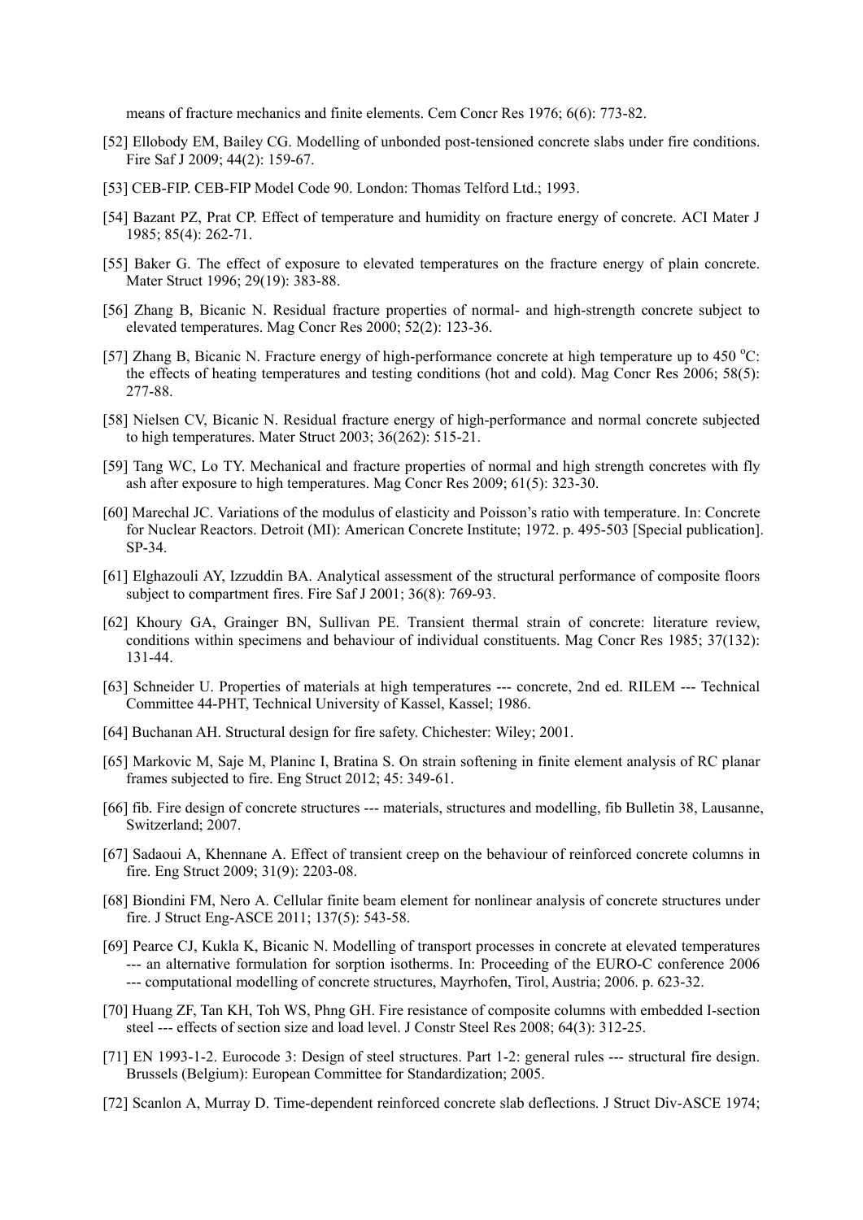means of fracture mechanics and finite elements. Cem Concr Res 1976; 6(6): 773-82.

[52] Ellobody EM, Bailey CG. Modelling of unbonded post-tensioned concrete slabs under fire conditions. Fire Saf J 2009; 44(2): 159-67.

[53] CEB-FIP. CEB-FIP Model Code 90. London: Thomas Telford Ltd.; 1993.

[54] Bazant PZ, Prat CP. Effect of temperature and humidity on fracture energy of concrete. ACI Mater J 1985; 85(4): 262-71.

[55] Baker G. The effect of exposure to elevated temperatures on the fracture energy of plain concrete. Mater Struct 1996; 29(19): 383-88.

[56] Zhang B, Bicanic N. Residual fracture properties of normal- and high-strength concrete subject to elevated temperatures. Mag Concr Res 2000; 52(2): 123-36.

[57] Zhang B, Bicanic N. Fracture energy of high-performance concrete at high temperature up to 450 °C: the effects of heating temperatures and testing conditions (hot and cold). Mag Concr Res 2006; 58(5): 277-88.

[58] Nielsen CV, Bicanic N. Residual fracture energy of high-performance and normal concrete subjected to high temperatures. Mater Struct 2003; 36(262): 515-21.

[59] Tang WC, Lo TY. Mechanical and fracture properties of normal and high strength concretes with fly ash after exposure to high temperatures. Mag Concr Res 2009; 61(5): 323-30.

[60] Marechal JC. Variations of the modulus of elasticity and Poisson's ratio with temperature. In: Concrete for Nuclear Reactors. Detroit (MI): American Concrete Institute; 1972. p. 495-503 [Special publication]. SP-34.

[61] Elghazouli AY, Izzuddin BA. Analytical assessment of the structural performance of composite floors subject to compartment fires. Fire Saf J 2001; 36(8): 769-93.

[62] Khoury GA, Grainger BN, Sullivan PE. Transient thermal strain of concrete: literature review, conditions within specimens and behaviour of individual constituents. Mag Concr Res 1985; 37(132): 131-44.

[63] Schneider U. Properties of materials at high temperatures --- concrete, 2nd ed. RILEM --- Technical Committee 44-PHT, Technical University of Kassel, Kassel; 1986.

[64] Buchanan AH. Structural design for fire safety. Chichester: Wiley; 2001.

[65] Markovic M, Saje M, Planinc I, Bratina S. On strain softening in finite element analysis of RC planar frames subjected to fire. Eng Struct 2012; 45: 349-61.

[66] fib. Fire design of concrete structures --- materials, structures and modelling, fib Bulletin 38, Lausanne, Switzerland; 2007.

[67] Sadaoui A, Khennane A. Effect of transient creep on the behaviour of reinforced concrete columns in fire. Eng Struct 2009; 31(9): 2203-08.

[68] Biondini FM, Nero A. Cellular finite beam element for nonlinear analysis of concrete structures under fire. J Struct Eng-ASCE 2011; 137(5): 543-58.

[69] Pearce CJ, Kukla K, Bicanic N. Modelling of transport processes in concrete at elevated temperatures --- an alternative formulation for sorption isotherms. In: Proceeding of the EURO-C conference 2006 --- computational modelling of concrete structures, Mayrhofen, Tirol, Austria; 2006. p. 623-32.

[70] Huang ZF, Tan KH, Toh WS, Phng GH. Fire resistance of composite columns with embedded I-section steel --- effects of section size and load level. J Constr Steel Res 2008; 64(3): 312-25.

[71] EN 1993-1-2. Eurocode 3: Design of steel structures. Part 1-2: general rules --- structural fire design. Brussels (Belgium): European Committee for Standardization; 2005.

[72] Scanlon A, Murray D. Time-dependent reinforced concrete slab deflections. J Struct Div-ASCE 1974;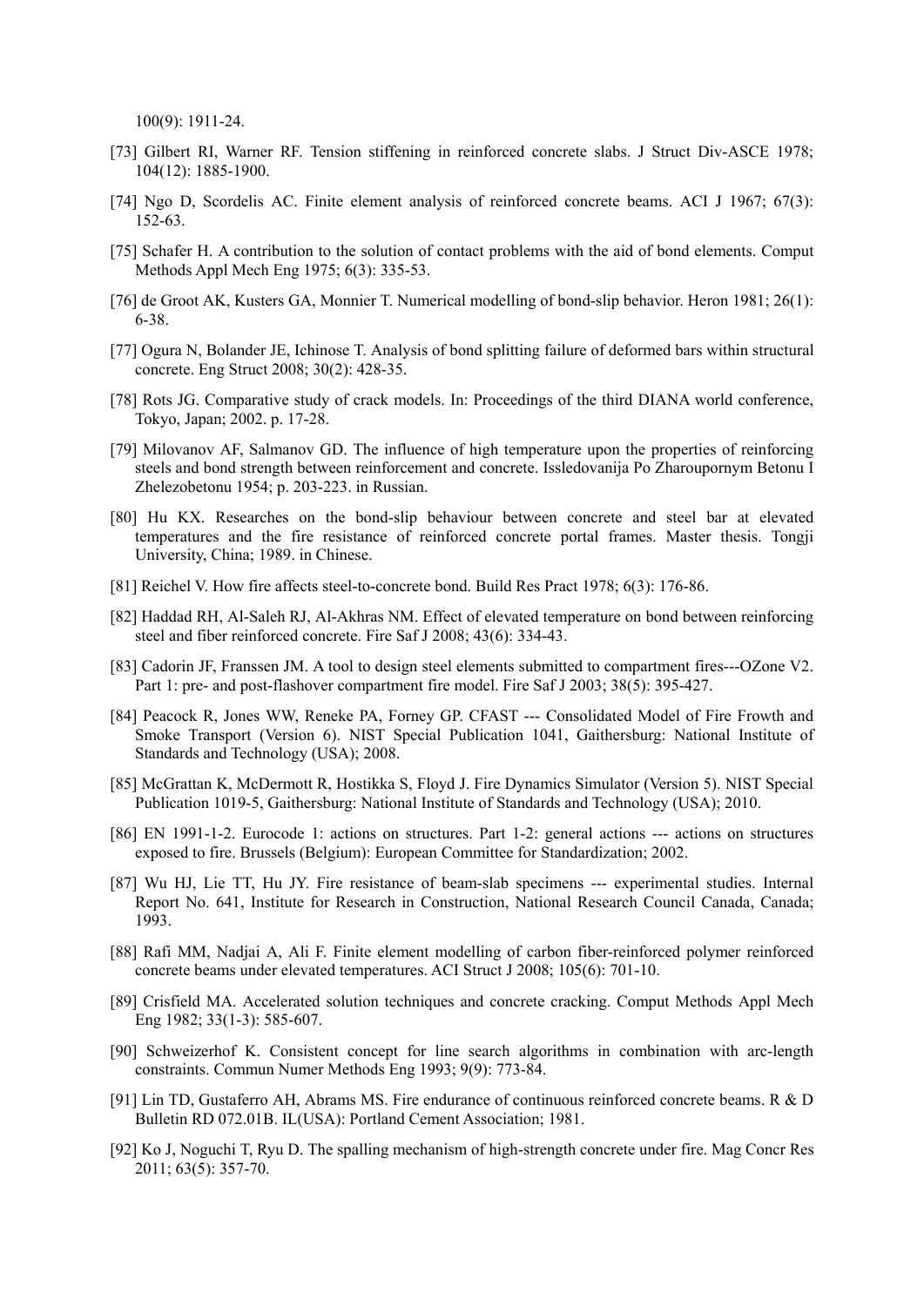100(9): 1911-24.

[73] Gilbert RI, Warner RF. Tension stiffening in reinforced concrete slabs. J Struct Div-ASCE 1978; 104(12): 1885-1900.

[74] Ngo D, Scordelis AC. Finite element analysis of reinforced concrete beams. ACI J 1967; 67(3): 152-63.

[75] Schafer H. A contribution to the solution of contact problems with the aid of bond elements. Comput Methods Appl Mech Eng 1975; 6(3): 335-53.

[76] de Groot AK, Kusters GA, Monnier T. Numerical modelling of bond-slip behavior. Heron 1981; 26(1): 6-38.

[77] Ogura N, Bolander JE, Ichinose T. Analysis of bond splitting failure of deformed bars within structural concrete. Eng Struct 2008; 30(2): 428-35.

[78] Rots JG. Comparative study of crack models. In: Proceedings of the third DIANA world conference, Tokyo, Japan; 2002. p. 17-28.

[79] Milovanov AF, Salmanov GD. The influence of high temperature upon the properties of reinforcing steels and bond strength between reinforcement and concrete. Issledovanija Po Zharoupornym Betonu I Zhelezobetonu 1954; p. 203-223. in Russian.

[80] Hu KX. Researches on the bond-slip behaviour between concrete and steel bar at elevated temperatures and the fire resistance of reinforced concrete portal frames. Master thesis. Tongji University, China; 1989. in Chinese.

[81] Reichel V. How fire affects steel-to-concrete bond. Build Res Pract 1978; 6(3): 176-86.

[82] Haddad RH, Al-Saleh RJ, Al-Akhras NM. Effect of elevated temperature on bond between reinforcing steel and fiber reinforced concrete. Fire Saf J 2008; 43(6): 334-43.

[83] Cadorin JF, Franssen JM. A tool to design steel elements submitted to compartment fires---OZone V2. Part 1: pre- and post-flashover compartment fire model. Fire Saf J 2003; 38(5): 395-427.

[84] Peacock R, Jones WW, Reneke PA, Forney GP. CFAST --- Consolidated Model of Fire Frowth and Smoke Transport (Version 6). NIST Special Publication 1041, Gaithersburg: National Institute of Standards and Technology (USA); 2008.

[85] McGrattan K, McDermott R, Hostikka S, Floyd J. Fire Dynamics Simulator (Version 5). NIST Special Publication 1019-5, Gaithersburg: National Institute of Standards and Technology (USA); 2010.

[86] EN 1991-1-2. Eurocode 1: actions on structures. Part 1-2: general actions --- actions on structures exposed to fire. Brussels (Belgium): European Committee for Standardization; 2002.

[87] Wu HJ, Lie TT, Hu JY. Fire resistance of beam-slab specimens --- experimental studies. Internal Report No. 641, Institute for Research in Construction, National Research Council Canada, Canada; 1993.

[88] Rafi MM, Nadjai A, Ali F. Finite element modelling of carbon fiber-reinforced polymer reinforced concrete beams under elevated temperatures. ACI Struct J 2008; 105(6): 701-10.

[89] Crisfield MA. Accelerated solution techniques and concrete cracking. Comput Methods Appl Mech Eng 1982; 33(1-3): 585-607.

[90] Schweizerhof K. Consistent concept for line search algorithms in combination with arc-length constraints. Commun Numer Methods Eng 1993; 9(9): 773-84.

[91] Lin TD, Gustaferro AH, Abrams MS. Fire endurance of continuous reinforced concrete beams. R & D Bulletin RD 072.01B. IL(USA): Portland Cement Association; 1981.

[92] Ko J, Noguchi T, Ryu D. The spalling mechanism of high-strength concrete under fire. Mag Concr Res 2011; 63(5): 357-70.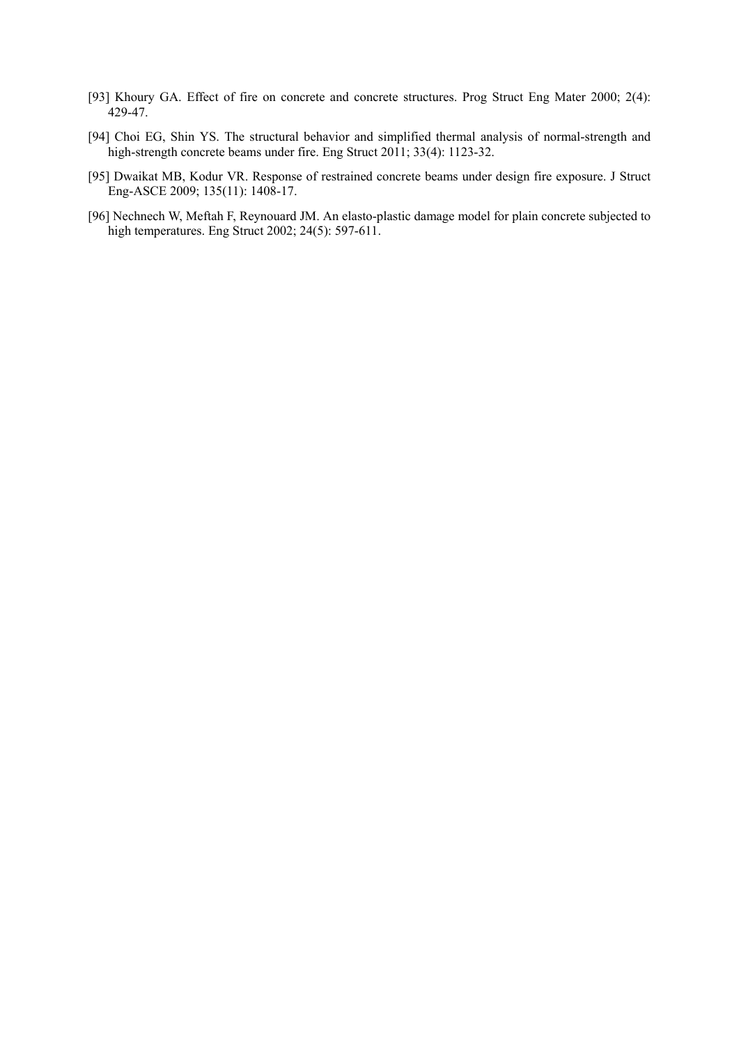[93] Khoury GA. Effect of fire on concrete and concrete structures. Prog Struct Eng Mater 2000; 2(4): 429-47.

[94] Choi EG, Shin YS. The structural behavior and simplified thermal analysis of normal-strength and high-strength concrete beams under fire. Eng Struct 2011; 33(4): 1123-32.

[95] Dwaikat MB, Kodur VR. Response of restrained concrete beams under design fire exposure. J Struct Eng-ASCE 2009; 135(11): 1408-17.

[96] Nechnech W, Meftah F, Reynouard JM. An elasto-plastic damage model for plain concrete subjected to high temperatures. Eng Struct 2002; 24(5): 597-611.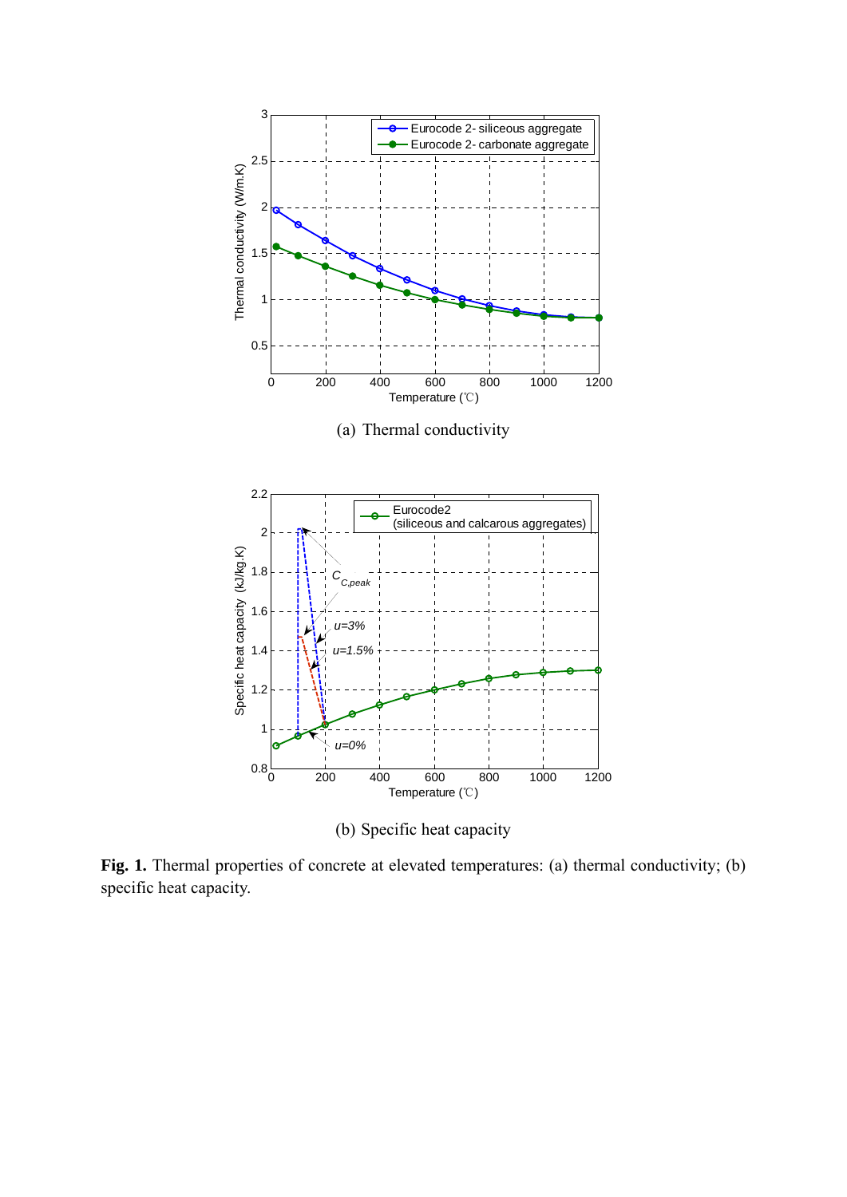(a) Thermal conductivity

(b) Specific heat capacity

**Fig. 1.** Thermal properties of concrete at elevated temperatures: (a) thermal conductivity; (b) specific heat capacity.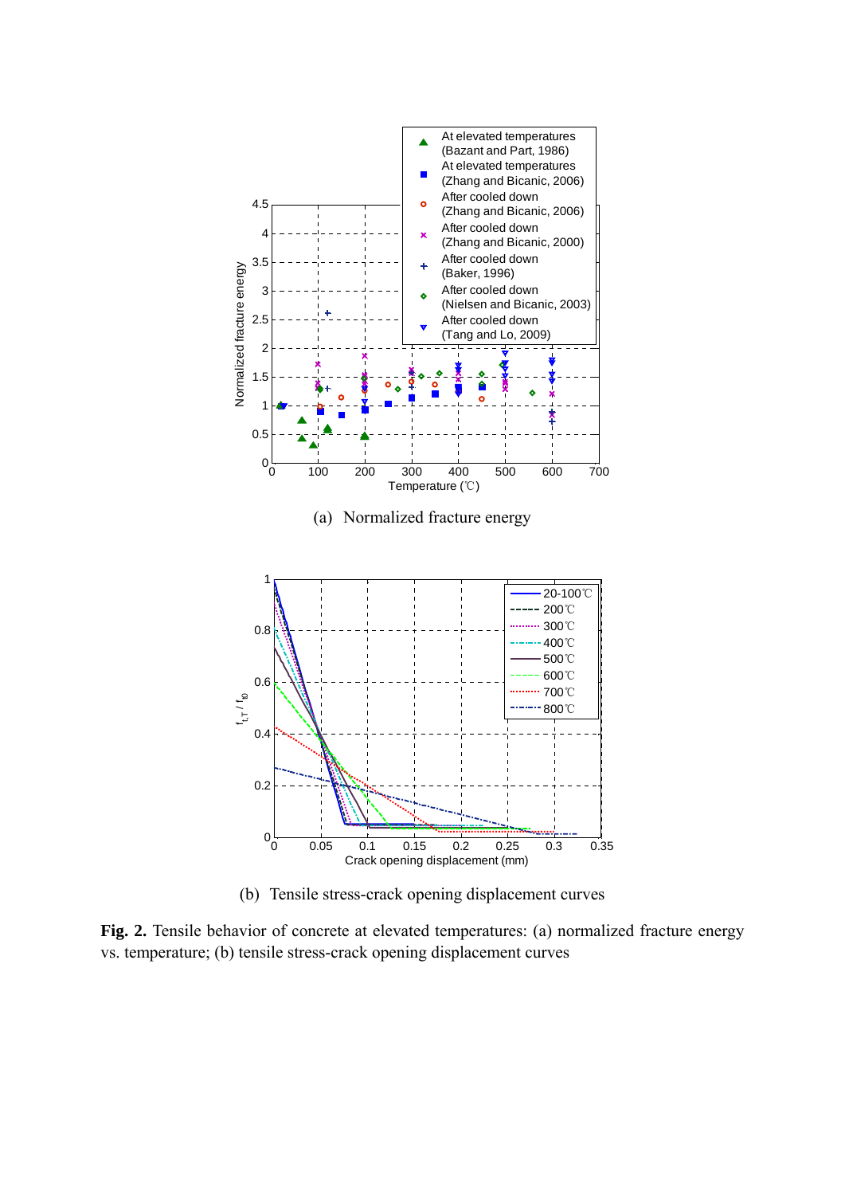(a) Normalized fracture energy

(b) Tensile stress-crack opening displacement curves

**Fig. 2.** Tensile behavior of concrete at elevated temperatures: (a) normalized fracture energy vs. temperature; (b) tensile stress-crack opening displacement curves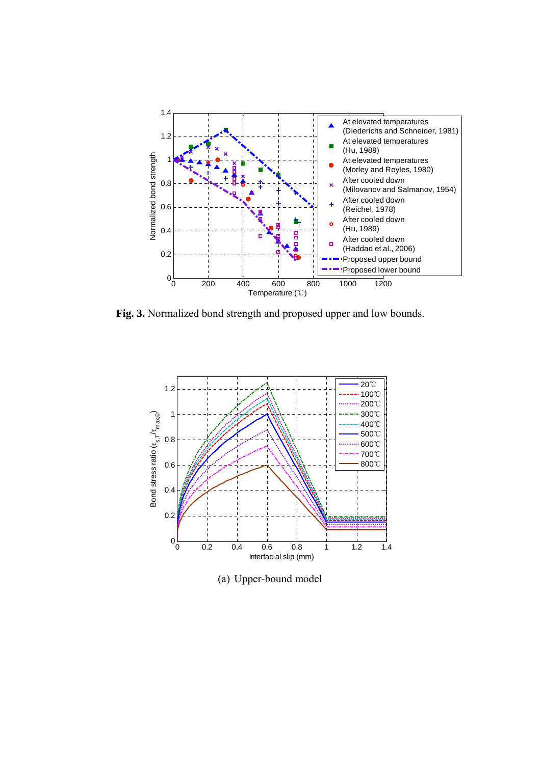**Fig. 3.** Normalized bond strength and proposed upper and low bounds.

(a) Upper-bound model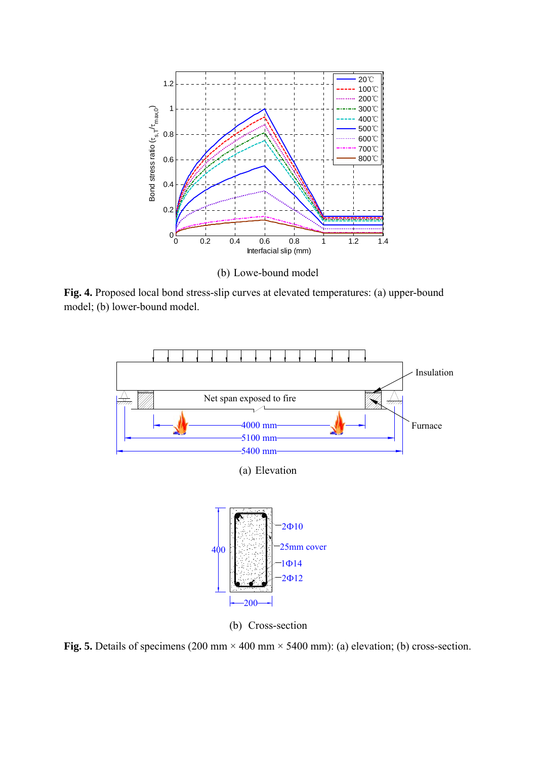(b) Lowe-bound model

**Fig. 4.** Proposed local bond stress-slip curves at elevated temperatures: (a) upper-bound model; (b) lower-bound model.

(a) Elevation

(b) Cross-section

**Fig. 5.** Details of specimens (200 mm × 400 mm × 5400 mm): (a) elevation; (b) cross-section.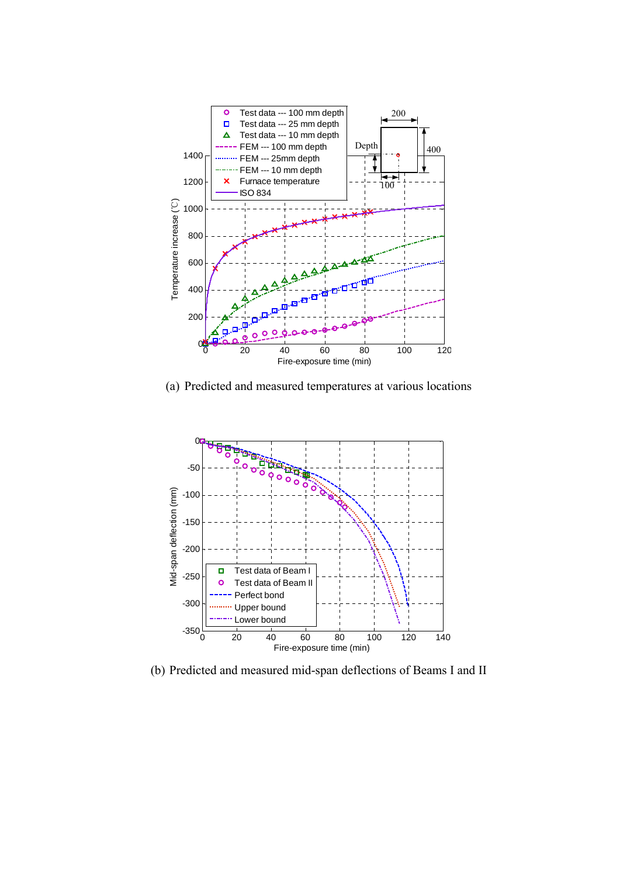(a) Predicted and measured temperatures at various locations

(b) Predicted and measured mid-span deflections of Beams I and II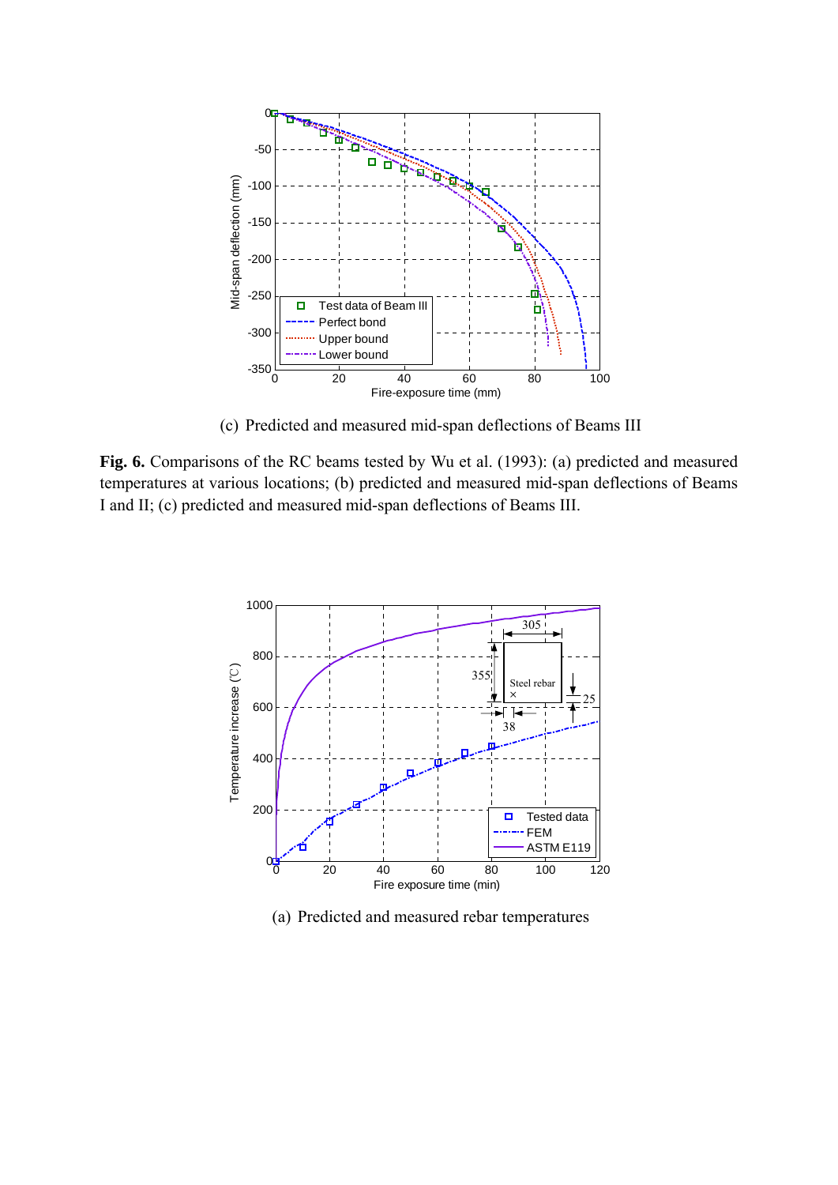(c) Predicted and measured mid-span deflections of Beams III

**Fig. 6.** Comparisons of the RC beams tested by Wu et al. (1993): (a) predicted and measured temperatures at various locations; (b) predicted and measured mid-span deflections of Beams I and II; (c) predicted and measured mid-span deflections of Beams III.

(a) Predicted and measured rebar temperatures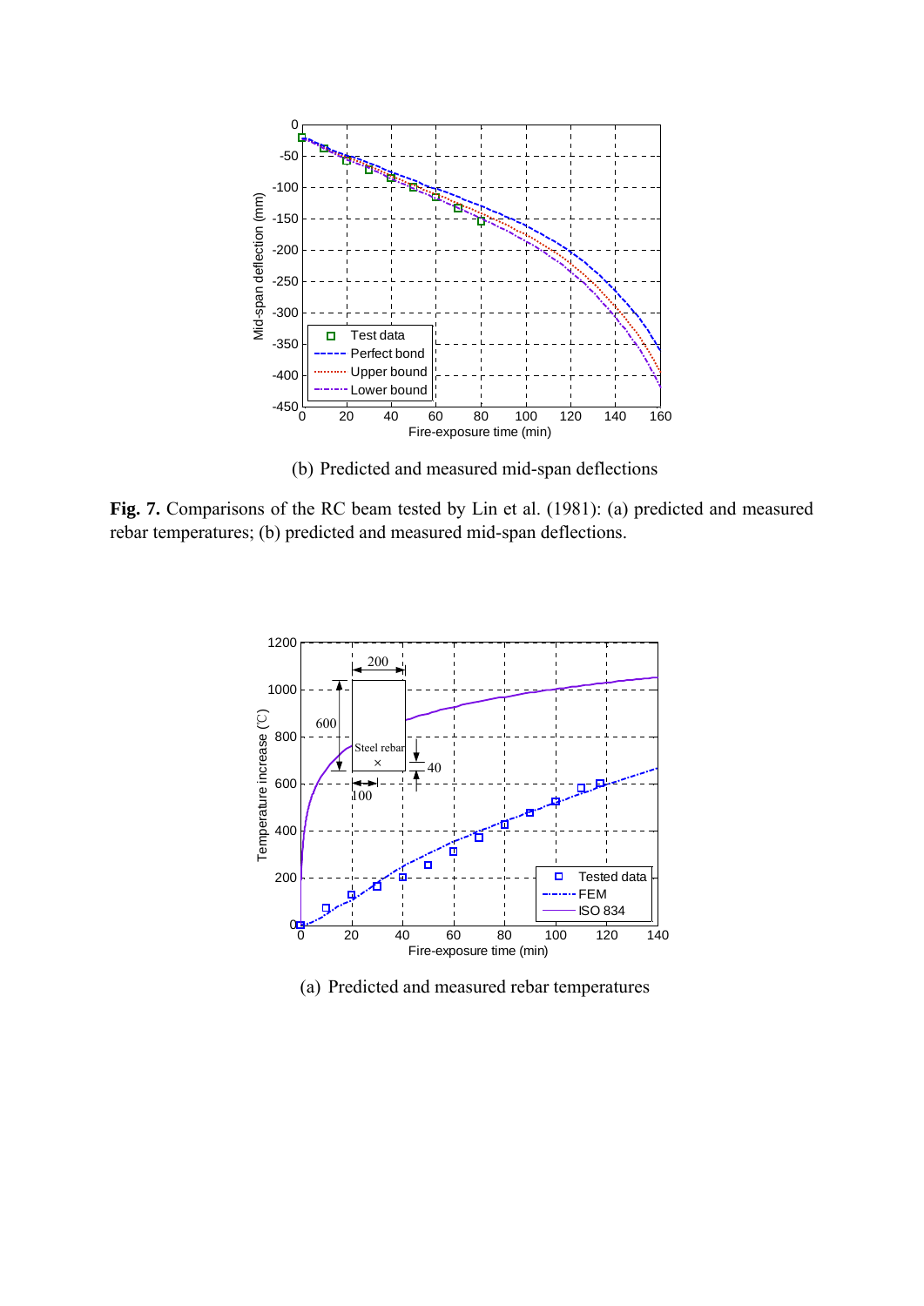(b) Predicted and measured mid-span deflections

**Fig. 7.** Comparisons of the RC beam tested by Lin et al. (1981): (a) predicted and measured rebar temperatures; (b) predicted and measured mid-span deflections.

(a) Predicted and measured rebar temperatures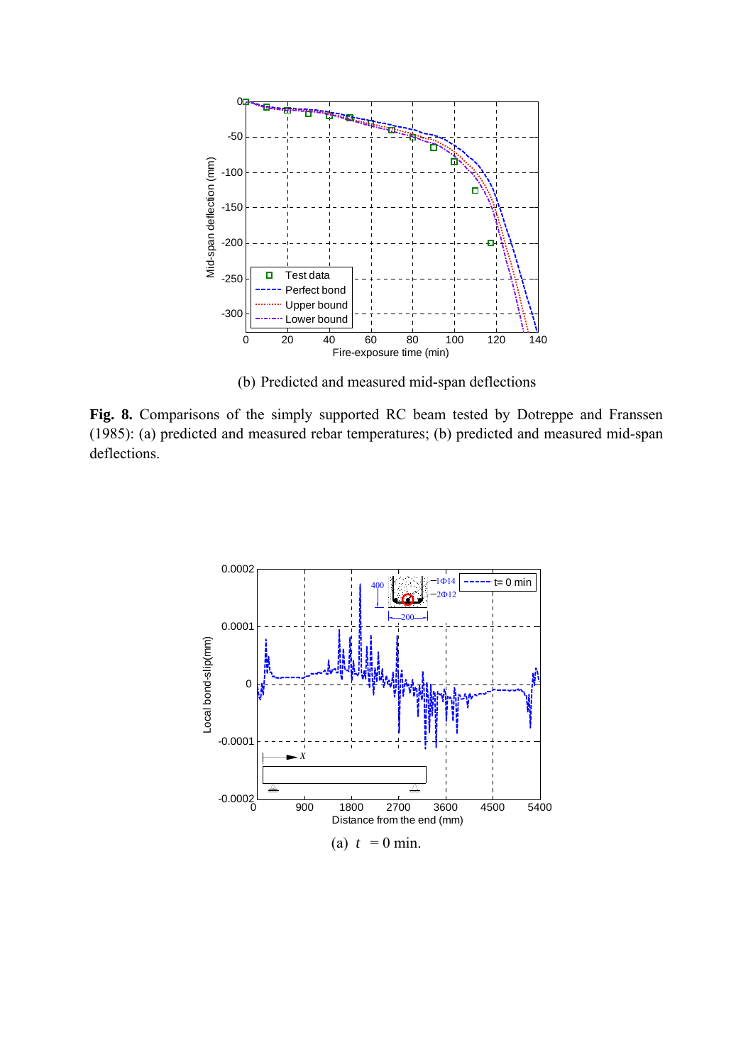(b) Predicted and measured mid-span deflections

**Fig. 8.** Comparisons of the simply supported RC beam tested by Dotreppe and Franssen (1985): (a) predicted and measured rebar temperatures; (b) predicted and measured mid-span deflections.

(a) $t$ = 0 min.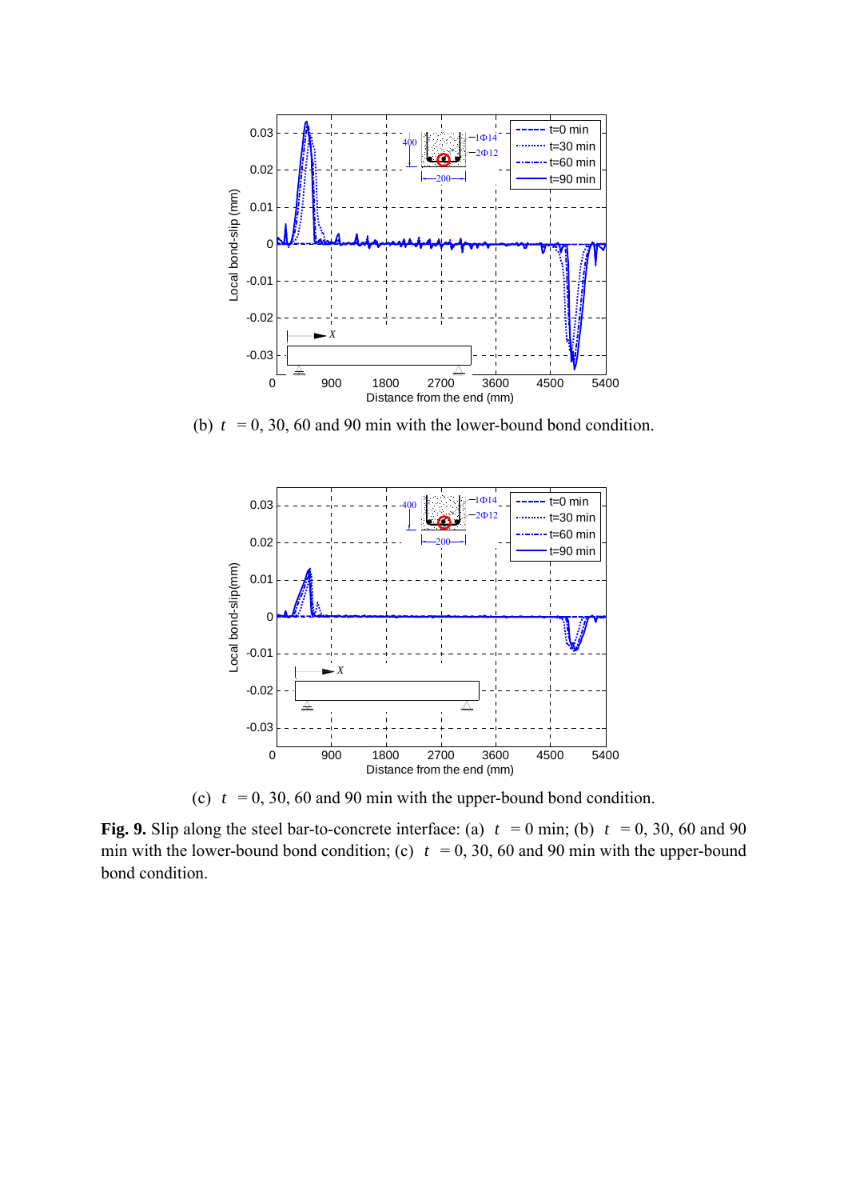(b) $t$ = 0, 30, 60 and 90 min with the lower-bound bond condition.

(c) $t$ = 0, 30, 60 and 90 min with the upper-bound bond condition.

**Fig. 9.** Slip along the steel bar-to-concrete interface: (a) $t$ = 0 min; (b) $t$ = 0, 30, 60 and 90 min with the lower-bound bond condition; (c) $t$ = 0, 30, 60 and 90 min with the upper-bound bond condition.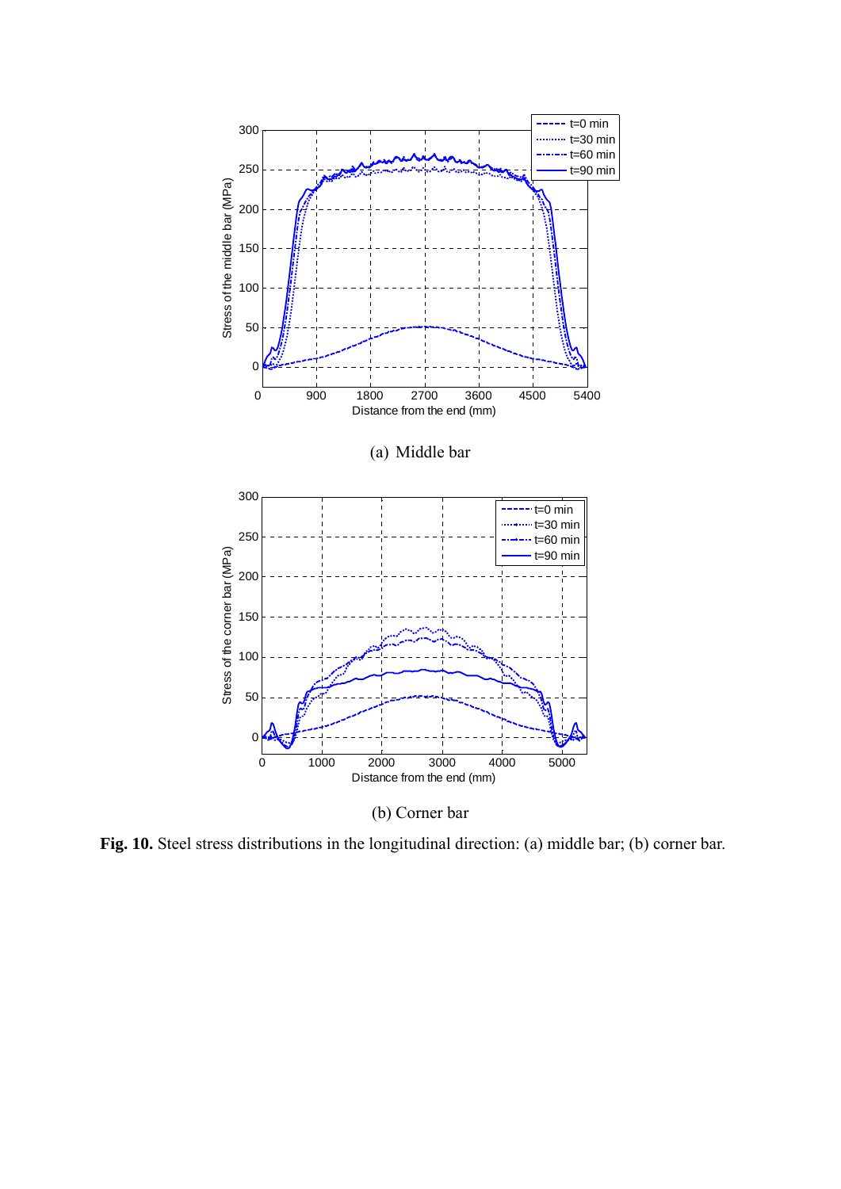(a) Middle bar

(b) Corner bar

**Fig. 10.** Steel stress distributions in the longitudinal direction: (a) middle bar; (b) corner bar.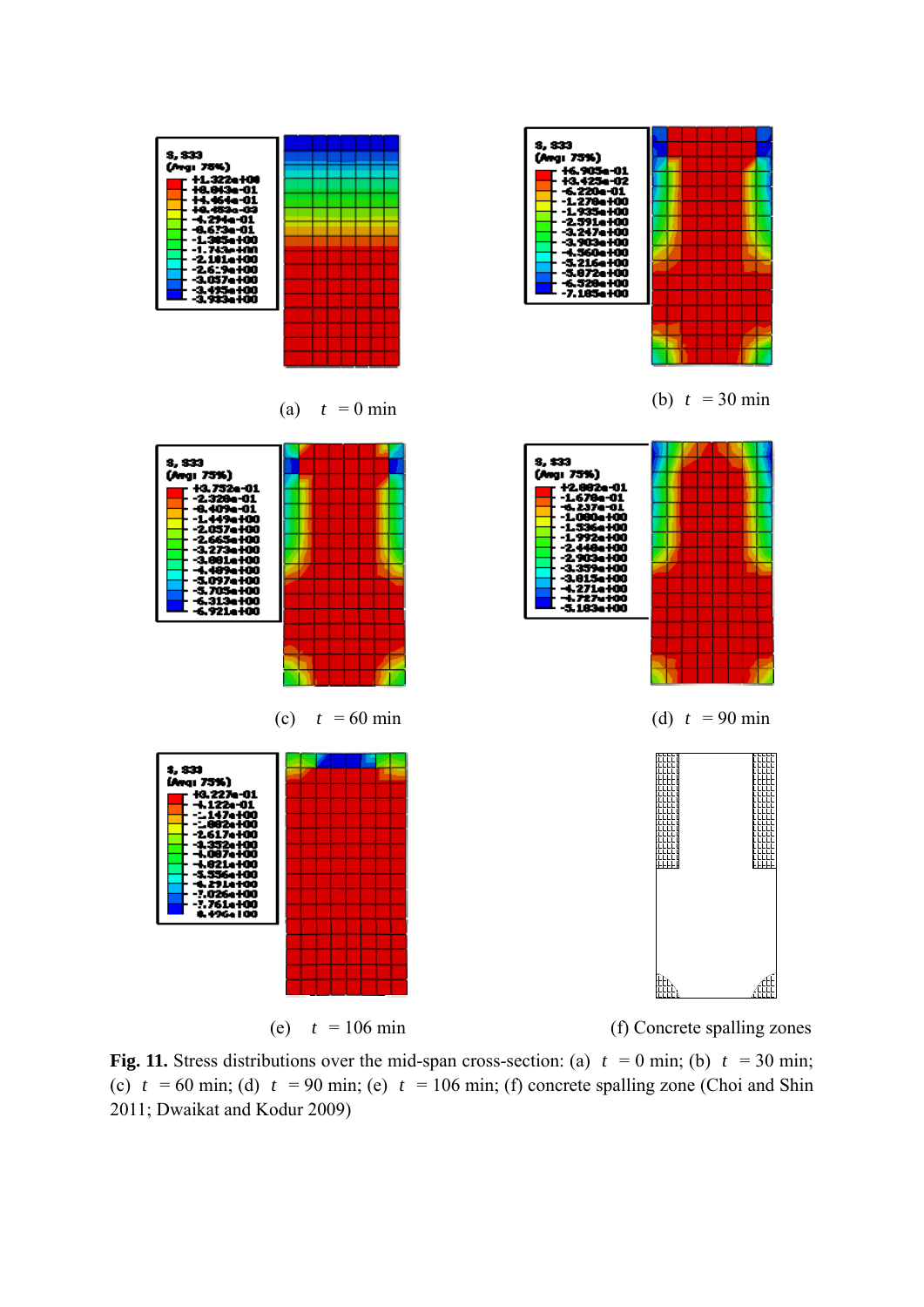(a) $t$ = 0 min

(b) $t$ = 30 min

(c) $t$ = 60 min

(d) $t$ = 90 min

(e) $t$ = 106 min

(f) Concrete spalling zones

**Fig. 11.** Stress distributions over the mid-span cross-section: (a) $t$ = 0 min; (b) $t$ = 30 min; (c) $t$ = 60 min; (d) $t$ = 90 min; (e) $t$ = 106 min; (f) concrete spalling zone (Choi and Shin 2011; Dwaikat and Kodur 2009)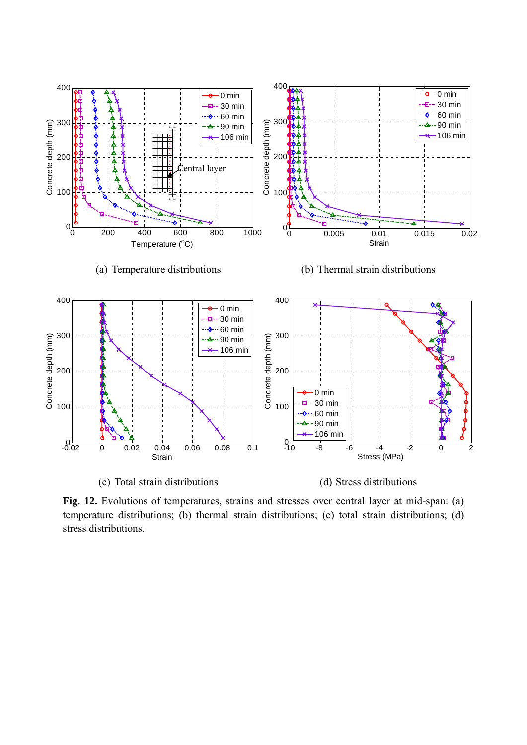(a) Temperature distributions

(b) Thermal strain distributions

(c) Total strain distributions

(d) Stress distributions

**Fig. 12.** Evolutions of temperatures, strains and stresses over central layer at mid-span: (a) temperature distributions; (b) thermal strain distributions; (c) total strain distributions; (d) stress distributions.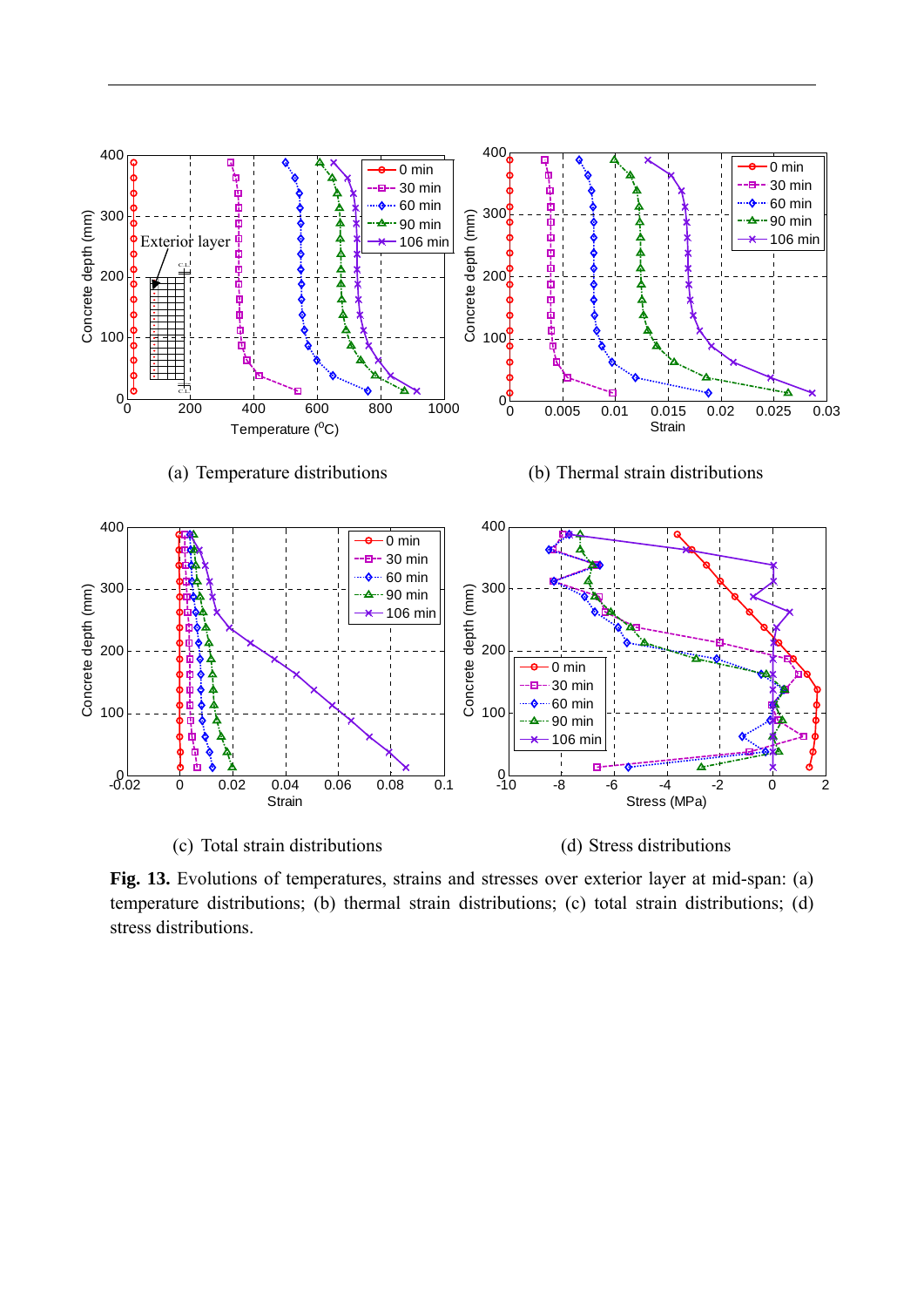400
300
200
100
0
Concrete depth (mm)
0 200 400 600 800 1000
Temperature (°C)
Exterior layer
0 min
30 min
60 min
90 min
106 min

(a) Temperature distributions

400
300
200
100
0
Concrete depth (mm)
0 0.005 0.01 0.015 0.02 0.025 0.03
Strain
0 min
30 min
60 min
90 min
106 min

(b) Thermal strain distributions

400
300
200
100
0
Concrete depth (mm)
-0.02 0 0.02 0.04 0.06 0.08 0.1
Strain
0 min
30 min
60 min
90 min
106 min

(c) Total strain distributions

400
300
200
100
0
Concrete depth (mm)
-10 -8 -6 -4 -2 0 2
Stress (MPa)
0 min
30 min
60 min
90 min
106 min

(d) Stress distributions

**Fig. 13.** Evolutions of temperatures, strains and stresses over exterior layer at mid-span: (a) temperature distributions; (b) thermal strain distributions; (c) total strain distributions; (d) stress distributions.